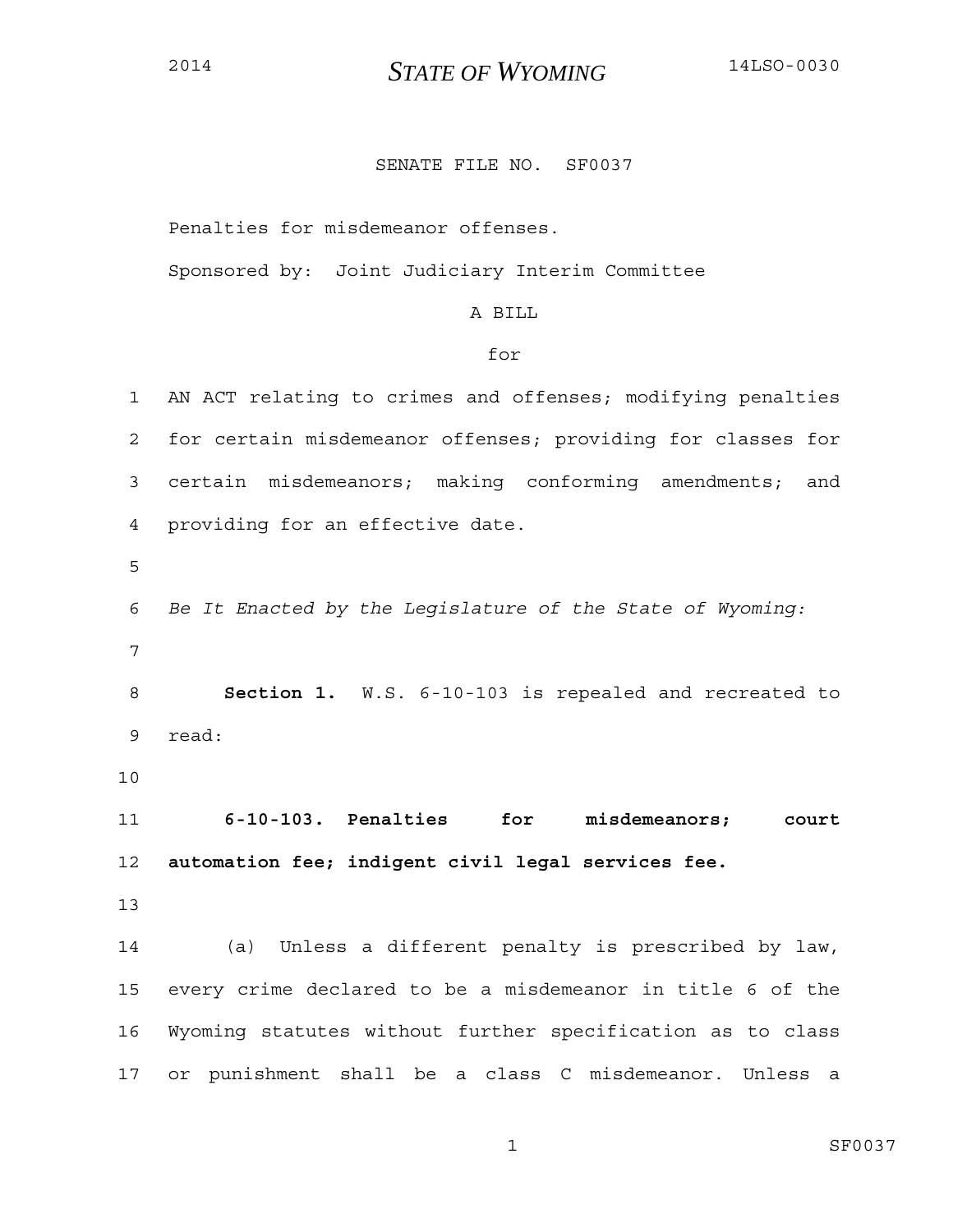2014 **STATE OF WYOMING** 14LSO-0030

SENATE FILE NO. SF0037

Penalties for misdemeanor offenses.

Sponsored by: Joint Judiciary Interim Committee

A BILL

for

AN ACT relating to crimes and offenses; modifying penalties for certain misdemeanor offenses; providing for classes for certain misdemeanors; making conforming amendments; and providing for an effective date.

*Be It Enacted by the Legislature of the State of Wyoming:*

**Section 1.** W.S. 6-10-103 is repealed and recreated to read:

**6-10-103. Penalties for misdemeanors; court automation fee; indigent civil legal services fee.**

(a) Unless a different penalty is prescribed by law, every crime declared to be a misdemeanor in title 6 of the Wyoming statutes without further specification as to class or punishment shall be a class C misdemeanor. Unless a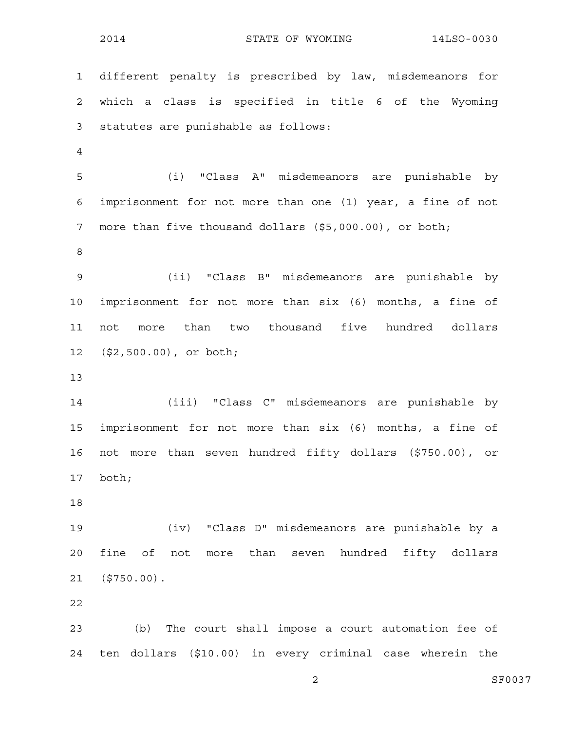different penalty is prescribed by law, misdemeanors for which a class is specified in title 6 of the Wyoming statutes are punishable as follows:

(i) "Class A" misdemeanors are punishable by imprisonment for not more than one (1) year, a fine of not more than five thousand dollars ($5,000.00), or both;

(ii) "Class B" misdemeanors are punishable by imprisonment for not more than six (6) months, a fine of not more than two thousand five hundred dollars ($2,500.00), or both;

(iii) "Class C" misdemeanors are punishable by imprisonment for not more than six (6) months, a fine of not more than seven hundred fifty dollars ($750.00), or both;

(iv) "Class D" misdemeanors are punishable by a fine of not more than seven hundred fifty dollars ($750.00).

(b) The court shall impose a court automation fee of ten dollars ($10.00) in every criminal case wherein the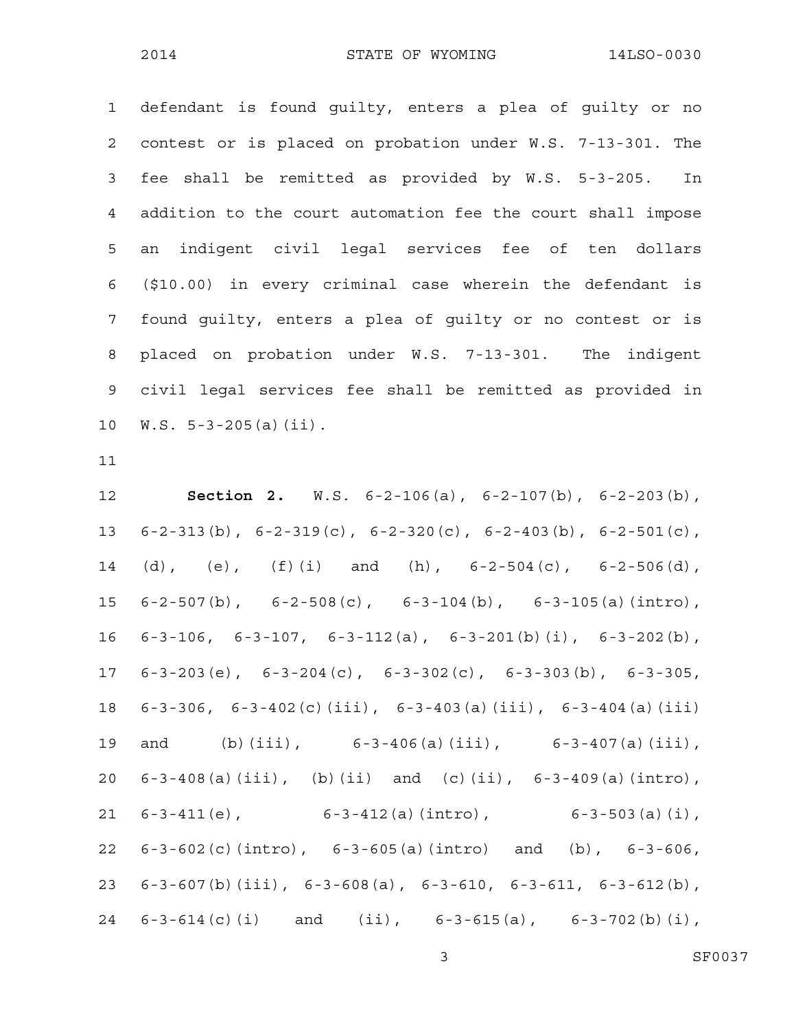defendant is found guilty, enters a plea of guilty or no contest or is placed on probation under W.S. 7-13-301. The fee shall be remitted as provided by W.S. 5-3-205. In addition to the court automation fee the court shall impose an indigent civil legal services fee of ten dollars ($10.00) in every criminal case wherein the defendant is found guilty, enters a plea of guilty or no contest or is placed on probation under W.S. 7-13-301. The indigent civil legal services fee shall be remitted as provided in W.S. 5-3-205(a)(ii).

**Section 2.** W.S. 6-2-106(a), 6-2-107(b), 6-2-203(b), 6-2-313(b), 6-2-319(c), 6-2-320(c), 6-2-403(b), 6-2-501(c), (d), (e), (f)(i) and (h), 6-2-504(c), 6-2-506(d), 6-2-507(b), 6-2-508(c), 6-3-104(b), 6-3-105(a)(intro), 6-3-106, 6-3-107, 6-3-112(a), 6-3-201(b)(i), 6-3-202(b), 6-3-203(e), 6-3-204(c), 6-3-302(c), 6-3-303(b), 6-3-305, 6-3-306, 6-3-402(c)(iii), 6-3-403(a)(iii), 6-3-404(a)(iii) and (b)(iii), 6-3-406(a)(iii), 6-3-407(a)(iii), 6-3-408(a)(iii), (b)(ii) and (c)(ii), 6-3-409(a)(intro), 6-3-411(e), 6-3-412(a)(intro), 6-3-503(a)(i), 6-3-602(c)(intro), 6-3-605(a)(intro) and (b), 6-3-606, 6-3-607(b)(iii), 6-3-608(a), 6-3-610, 6-3-611, 6-3-612(b), 6-3-614(c)(i) and (ii), 6-3-615(a), 6-3-702(b)(i),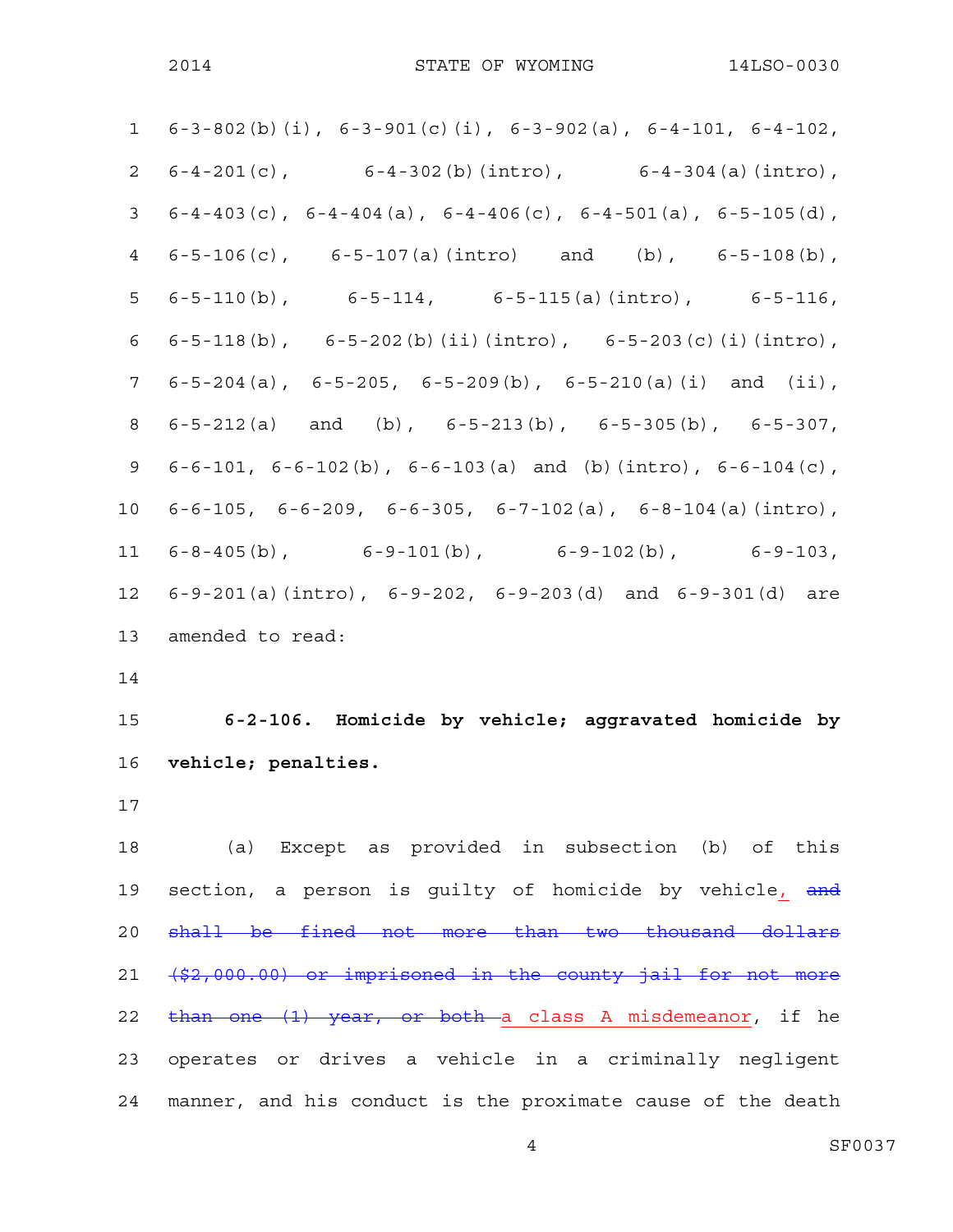6-3-802(b)(i), 6-3-901(c)(i), 6-3-902(a), 6-4-101, 6-4-102, 6-4-201(c), 6-4-302(b)(intro), 6-4-304(a)(intro), 6-4-403(c), 6-4-404(a), 6-4-406(c), 6-4-501(a), 6-5-105(d), 6-5-106(c), 6-5-107(a)(intro) and (b), 6-5-108(b), 6-5-110(b), 6-5-114, 6-5-115(a)(intro), 6-5-116, 6-5-118(b), 6-5-202(b)(ii)(intro), 6-5-203(c)(i)(intro), 6-5-204(a), 6-5-205, 6-5-209(b), 6-5-210(a)(i) and (ii), 6-5-212(a) and (b), 6-5-213(b), 6-5-305(b), 6-5-307, 6-6-101, 6-6-102(b), 6-6-103(a) and (b)(intro), 6-6-104(c), 6-6-105, 6-6-209, 6-6-305, 6-7-102(a), 6-8-104(a)(intro), 6-8-405(b), 6-9-101(b), 6-9-102(b), 6-9-103, 6-9-201(a)(intro), 6-9-202, 6-9-203(d) and 6-9-301(d) are amended to read:

**6-2-106. Homicide by vehicle; aggravated homicide by vehicle; penalties.**

(a) Except as provided in subsection (b) of this section, a person is guilty of homicide by vehicle, ~~and shall be fined not more than two thousand dollars ($2,000.00) or imprisoned in the county jail for not more than one (1) year, or both~~ a class A misdemeanor, if he operates or drives a vehicle in a criminally negligent manner, and his conduct is the proximate cause of the death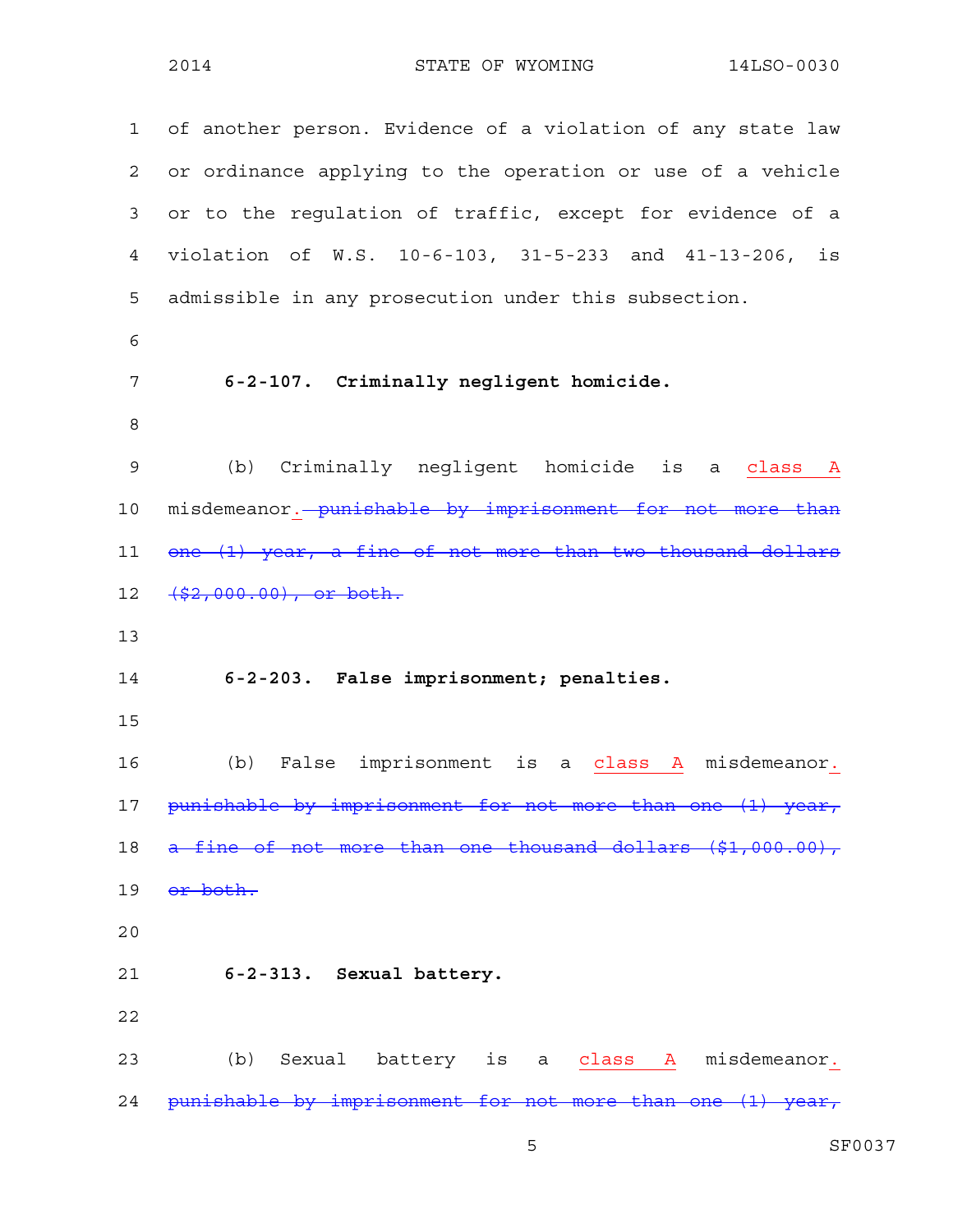of another person. Evidence of a violation of any state law or ordinance applying to the operation or use of a vehicle or to the regulation of traffic, except for evidence of a violation of W.S. 10-6-103, 31-5-233 and 41-13-206, is admissible in any prosecution under this subsection.

**6-2-107. Criminally negligent homicide.**

(b) Criminally negligent homicide is a <u>class A</u> misdemeanor<u>.</u> ~~punishable by imprisonment for not more than one (1) year, a fine of not more than two thousand dollars ($2,000.00), or both.~~

**6-2-203. False imprisonment; penalties.**

(b) False imprisonment is a <u>class A</u> misdemeanor<u>.</u> ~~punishable by imprisonment for not more than one (1) year, a fine of not more than one thousand dollars ($1,000.00), or both.~~

**6-2-313. Sexual battery.**

(b) Sexual battery is a <u>class A</u> misdemeanor<u>.</u> ~~punishable by imprisonment for not more than one (1) year,~~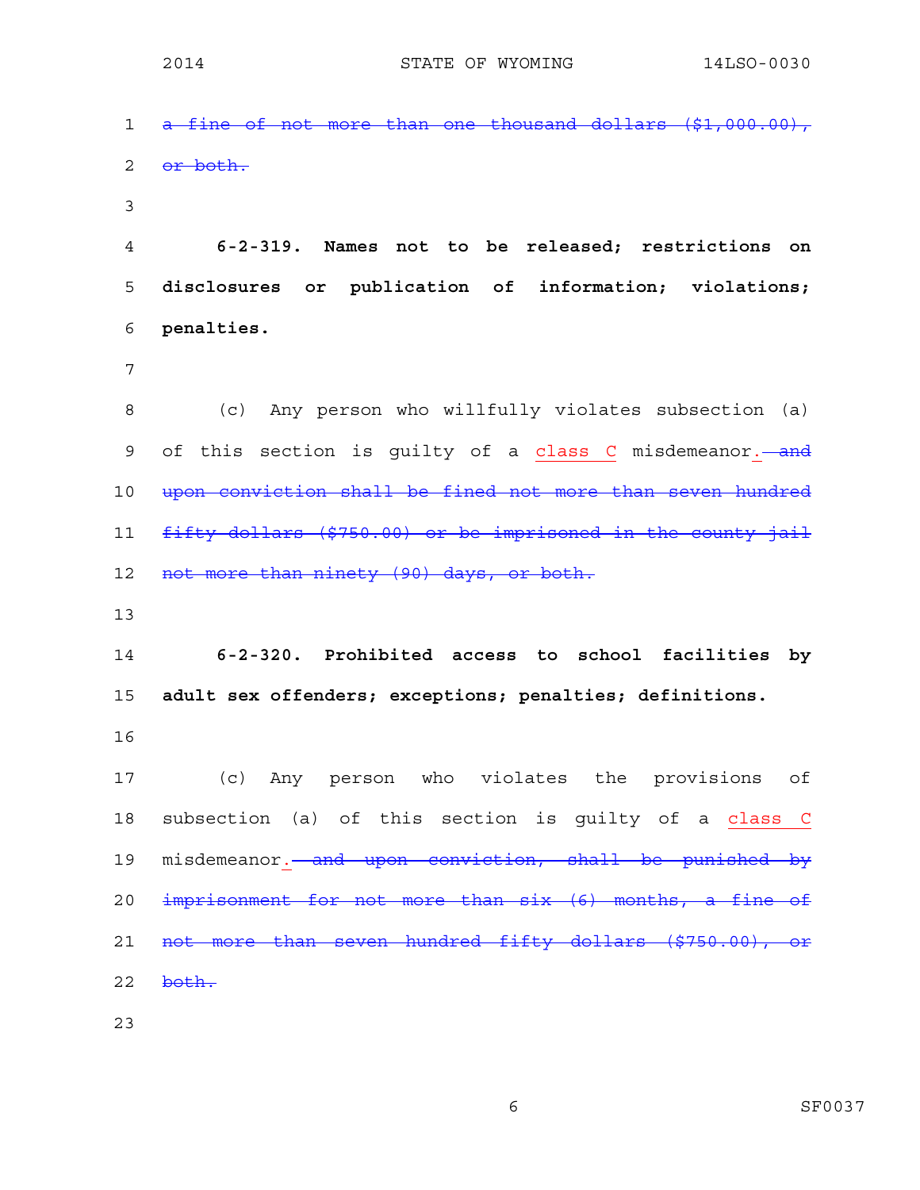~~a fine of not more than one thousand dollars ($1,000.00), or both.~~

**6-2-319. Names not to be released; restrictions on disclosures or publication of information; violations; penalties.**

(c) Any person who willfully violates subsection (a) of this section is guilty of a class C misdemeanor. ~~and upon conviction shall be fined not more than seven hundred fifty dollars ($750.00) or be imprisoned in the county jail not more than ninety (90) days, or both.~~

**6-2-320. Prohibited access to school facilities by adult sex offenders; exceptions; penalties; definitions.**

(c) Any person who violates the provisions of subsection (a) of this section is guilty of a class C misdemeanor. ~~and upon conviction, shall be punished by imprisonment for not more than six (6) months, a fine of not more than seven hundred fifty dollars ($750.00), or both.~~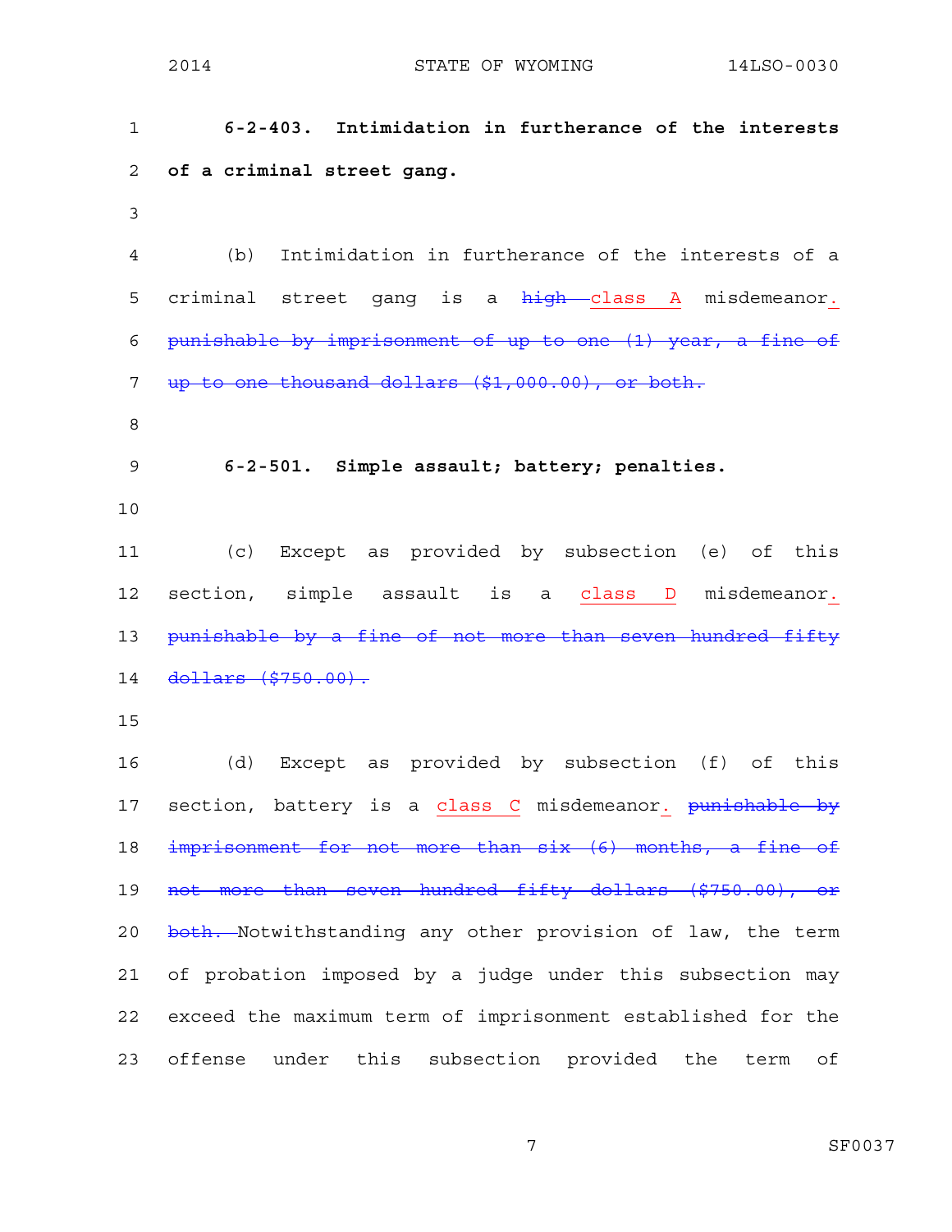**6-2-403. Intimidation in furtherance of the interests of a criminal street gang.**

(b) Intimidation in furtherance of the interests of a criminal street gang is a ~~high~~ class A misdemeanor. ~~punishable by imprisonment of up to one (1) year, a fine of up to one thousand dollars ($1,000.00), or both.~~

**6-2-501. Simple assault; battery; penalties.**

(c) Except as provided by subsection (e) of this section, simple assault is a class D misdemeanor. ~~punishable by a fine of not more than seven hundred fifty dollars ($750.00).~~

(d) Except as provided by subsection (f) of this section, battery is a class C misdemeanor. ~~punishable by imprisonment for not more than six (6) months, a fine of not more than seven hundred fifty dollars ($750.00), or both.~~ Notwithstanding any other provision of law, the term of probation imposed by a judge under this subsection may exceed the maximum term of imprisonment established for the offense under this subsection provided the term of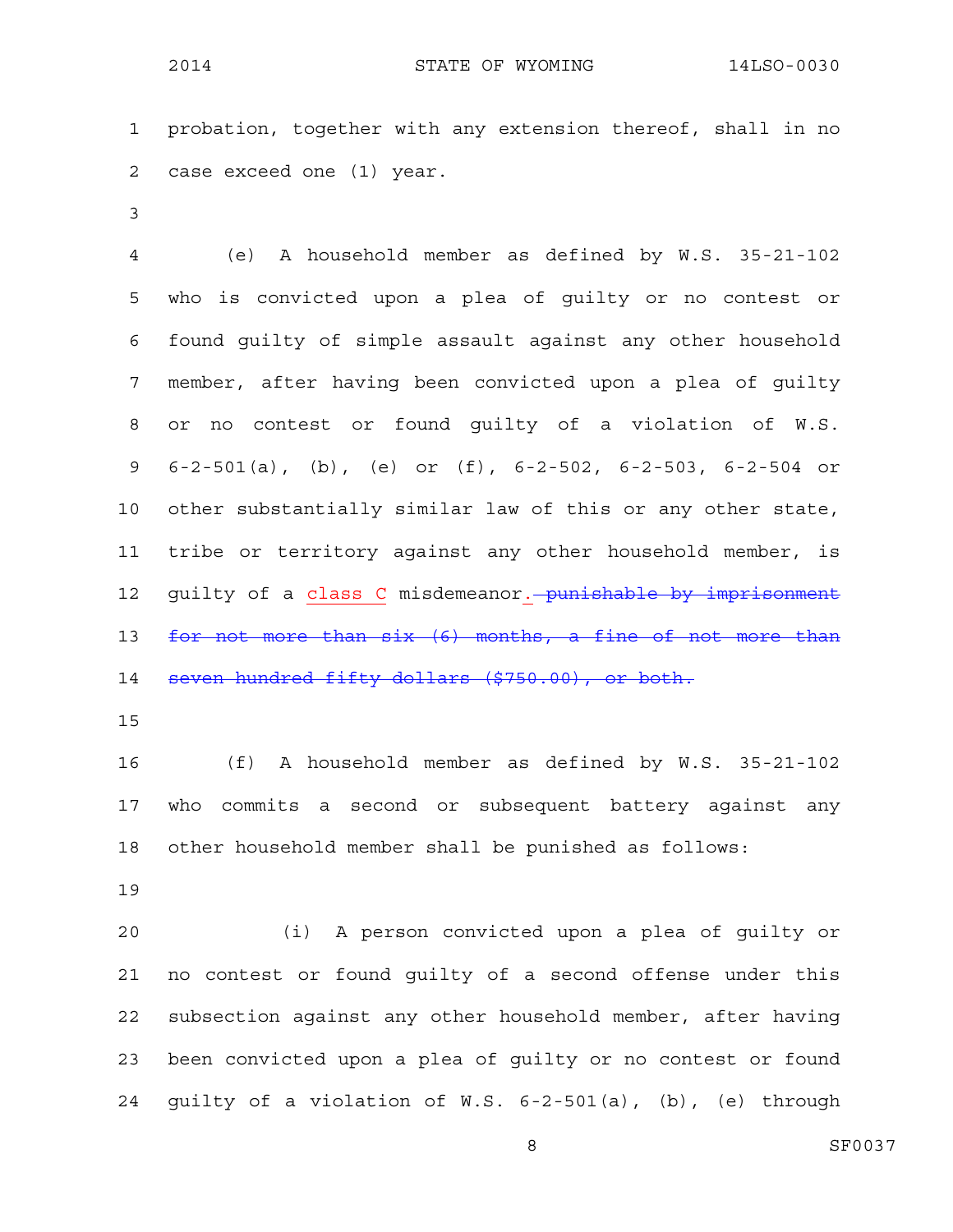probation, together with any extension thereof, shall in no case exceed one (1) year.

(e) A household member as defined by W.S. 35-21-102 who is convicted upon a plea of guilty or no contest or found guilty of simple assault against any other household member, after having been convicted upon a plea of guilty or no contest or found guilty of a violation of W.S. 6-2-501(a), (b), (e) or (f), 6-2-502, 6-2-503, 6-2-504 or other substantially similar law of this or any other state, tribe or territory against any other household member, is guilty of a <u>class C</u> misdemeanor<u>.</u> ~~punishable by imprisonment for not more than six (6) months, a fine of not more than seven hundred fifty dollars ($750.00), or both.~~

(f) A household member as defined by W.S. 35-21-102 who commits a second or subsequent battery against any other household member shall be punished as follows:

(i) A person convicted upon a plea of guilty or no contest or found guilty of a second offense under this subsection against any other household member, after having been convicted upon a plea of guilty or no contest or found guilty of a violation of W.S. 6-2-501(a), (b), (e) through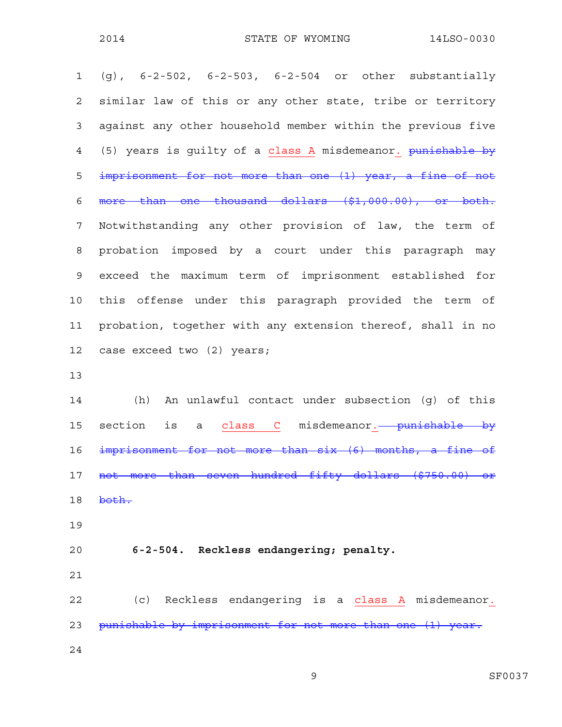(g), 6-2-502, 6-2-503, 6-2-504 or other substantially similar law of this or any other state, tribe or territory against any other household member within the previous five (5) years is guilty of a class A misdemeanor. ~~punishable by imprisonment for not more than one (1) year, a fine of not more than one thousand dollars ($1,000.00), or both.~~ Notwithstanding any other provision of law, the term of probation imposed by a court under this paragraph may exceed the maximum term of imprisonment established for this offense under this paragraph provided the term of probation, together with any extension thereof, shall in no case exceed two (2) years;

(h) An unlawful contact under subsection (g) of this section is a class C misdemeanor. ~~punishable by imprisonment for not more than six (6) months, a fine of not more than seven hundred fifty dollars ($750.00) or both.~~

**6-2-504. Reckless endangering; penalty.**

(c) Reckless endangering is a class A misdemeanor. ~~punishable by imprisonment for not more than one (1) year.~~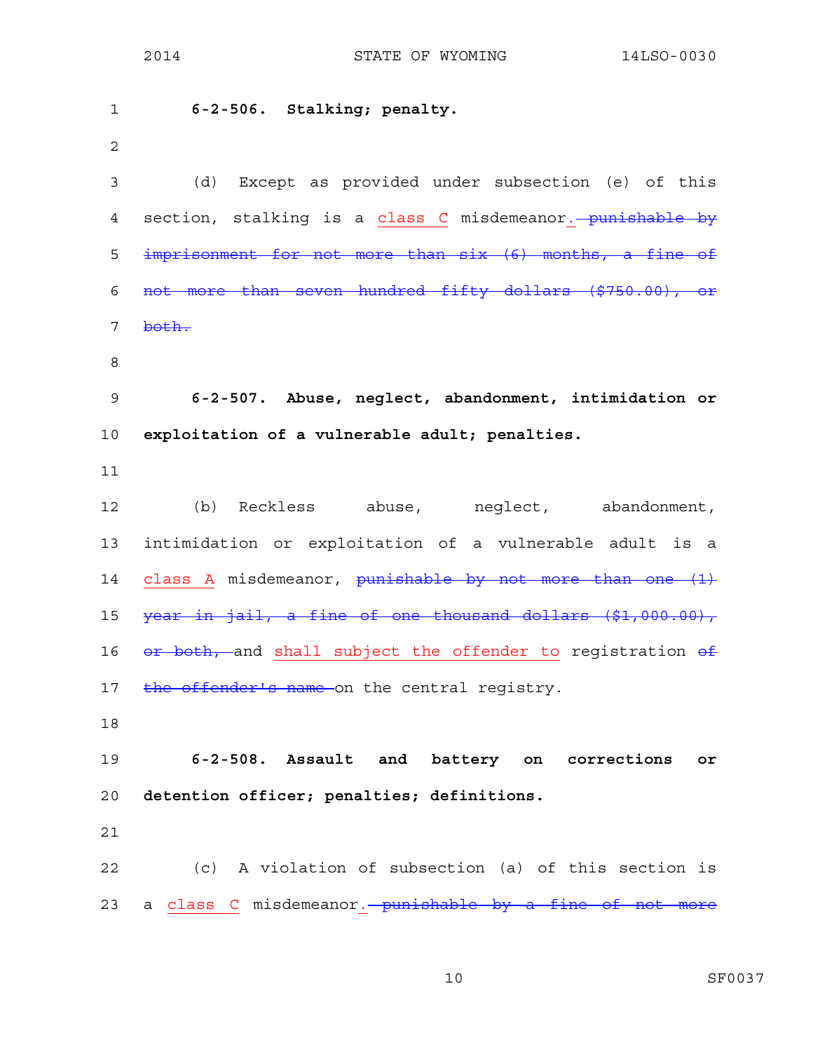**6-2-506. Stalking; penalty.**

(d) Except as provided under subsection (e) of this section, stalking is a class C misdemeanor. ~~punishable by imprisonment for not more than six (6) months, a fine of not more than seven hundred fifty dollars ($750.00), or both.~~

**6-2-507. Abuse, neglect, abandonment, intimidation or exploitation of a vulnerable adult; penalties.**

(b) Reckless abuse, neglect, abandonment, intimidation or exploitation of a vulnerable adult is a class A misdemeanor, ~~punishable by not more than one (1) year in jail, a fine of one thousand dollars ($1,000.00), or both,~~ and shall subject the offender to registration ~~of the offender's name~~ on the central registry.

**6-2-508. Assault and battery on corrections or detention officer; penalties; definitions.**

(c) A violation of subsection (a) of this section is a class C misdemeanor. ~~punishable by a fine of not more~~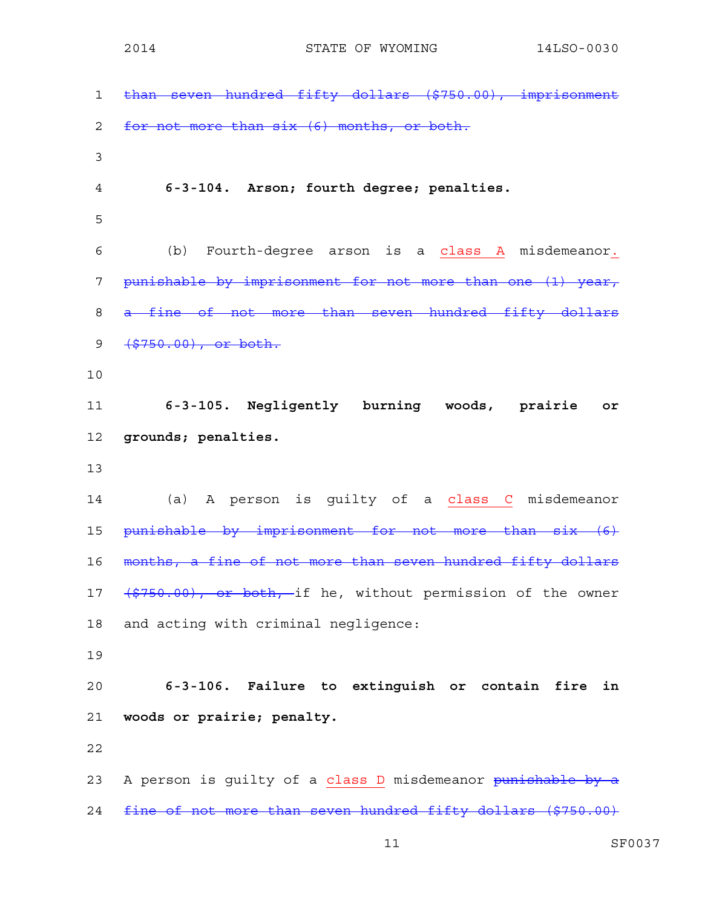~~than seven hundred fifty dollars ($750.00), imprisonment for not more than six (6) months, or both.~~

**6-3-104. Arson; fourth degree; penalties.**

(b) Fourth-degree arson is a <u>class A</u> misdemeanor<u>.</u> ~~punishable by imprisonment for not more than one (1) year, a fine of not more than seven hundred fifty dollars ($750.00), or both.~~

**6-3-105. Negligently burning woods, prairie or grounds; penalties.**

(a) A person is guilty of a <u>class C</u> misdemeanor ~~punishable by imprisonment for not more than six (6) months, a fine of not more than seven hundred fifty dollars ($750.00), or both,~~ if he, without permission of the owner and acting with criminal negligence:

**6-3-106. Failure to extinguish or contain fire in woods or prairie; penalty.**

A person is guilty of a <u>class D</u> misdemeanor ~~punishable by a fine of not more than seven hundred fifty dollars ($750.00)~~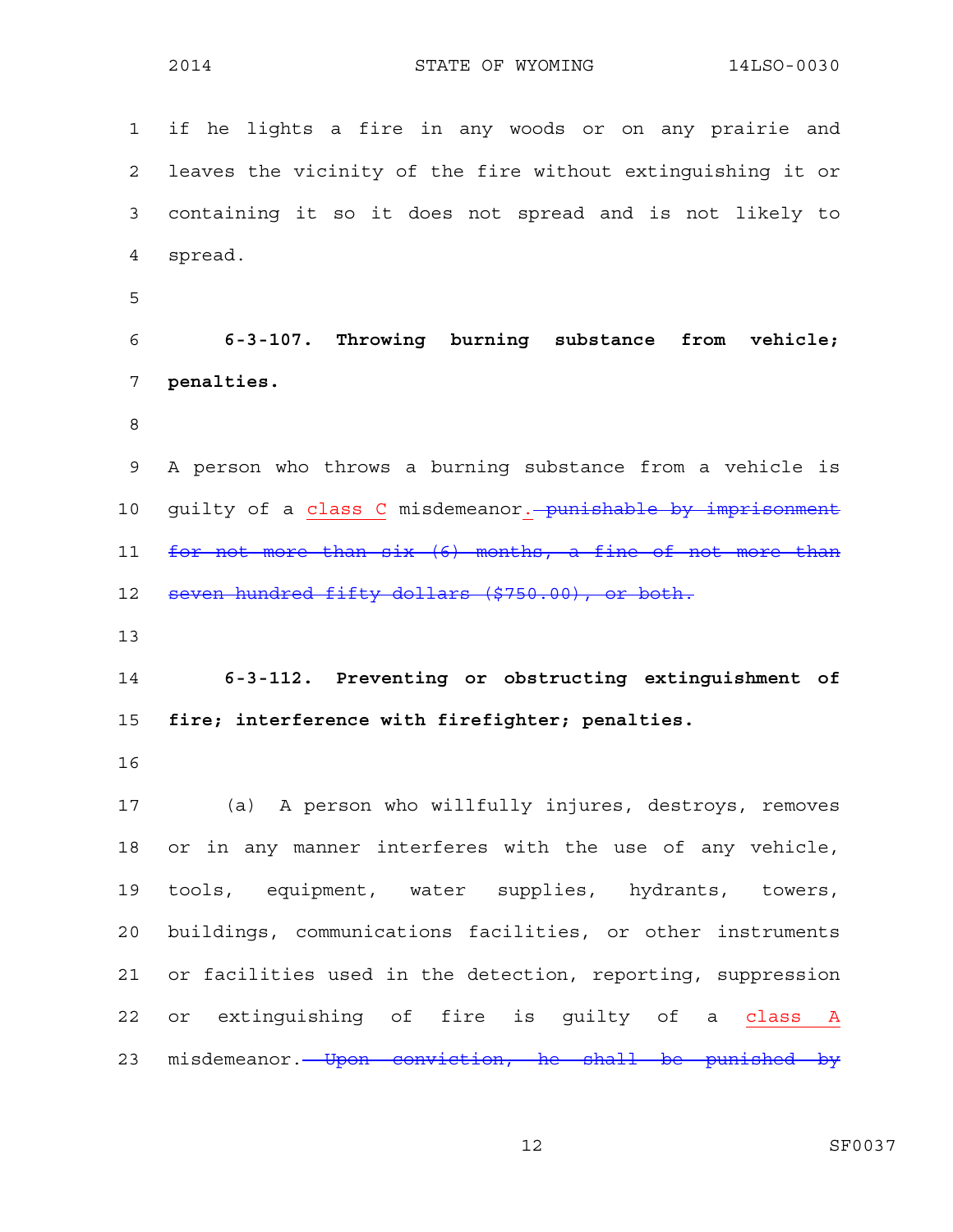if he lights a fire in any woods or on any prairie and leaves the vicinity of the fire without extinguishing it or containing it so it does not spread and is not likely to spread.

**6-3-107. Throwing burning substance from vehicle; penalties.**

A person who throws a burning substance from a vehicle is guilty of a class C misdemeanor. ~~punishable by imprisonment for not more than six (6) months, a fine of not more than seven hundred fifty dollars ($750.00), or both.~~

**6-3-112. Preventing or obstructing extinguishment of fire; interference with firefighter; penalties.**

(a) A person who willfully injures, destroys, removes or in any manner interferes with the use of any vehicle, tools, equipment, water supplies, hydrants, towers, buildings, communications facilities, or other instruments or facilities used in the detection, reporting, suppression or extinguishing of fire is guilty of a class A misdemeanor. ~~Upon conviction, he shall be punished by~~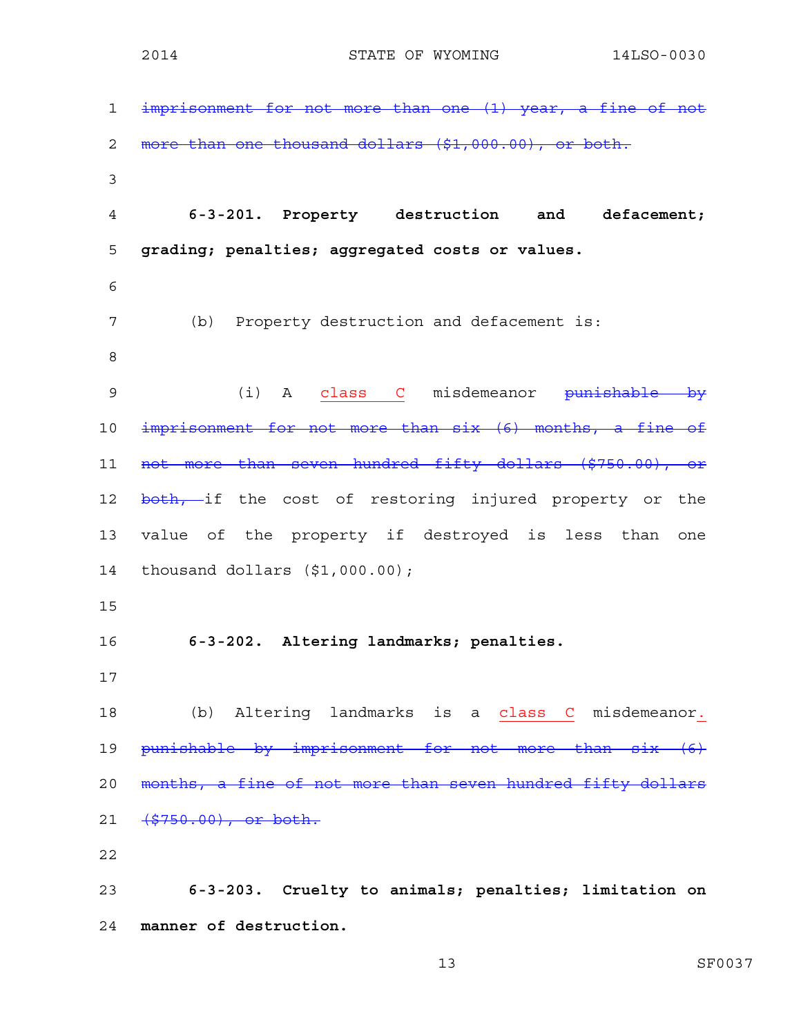~~imprisonment for not more than one (1) year, a fine of not more than one thousand dollars ($1,000.00), or both.~~

**6-3-201. Property destruction and defacement; grading; penalties; aggregated costs or values.**

(b) Property destruction and defacement is:

(i) A <u>class C</u> misdemeanor ~~punishable by imprisonment for not more than six (6) months, a fine of not more than seven hundred fifty dollars ($750.00), or both,~~ if the cost of restoring injured property or the value of the property if destroyed is less than one thousand dollars ($1,000.00);

**6-3-202. Altering landmarks; penalties.**

(b) Altering landmarks is a <u>class C</u> misdemeanor<u>.</u> ~~punishable by imprisonment for not more than six (6) months, a fine of not more than seven hundred fifty dollars ($750.00), or both.~~

**6-3-203. Cruelty to animals; penalties; limitation on manner of destruction.**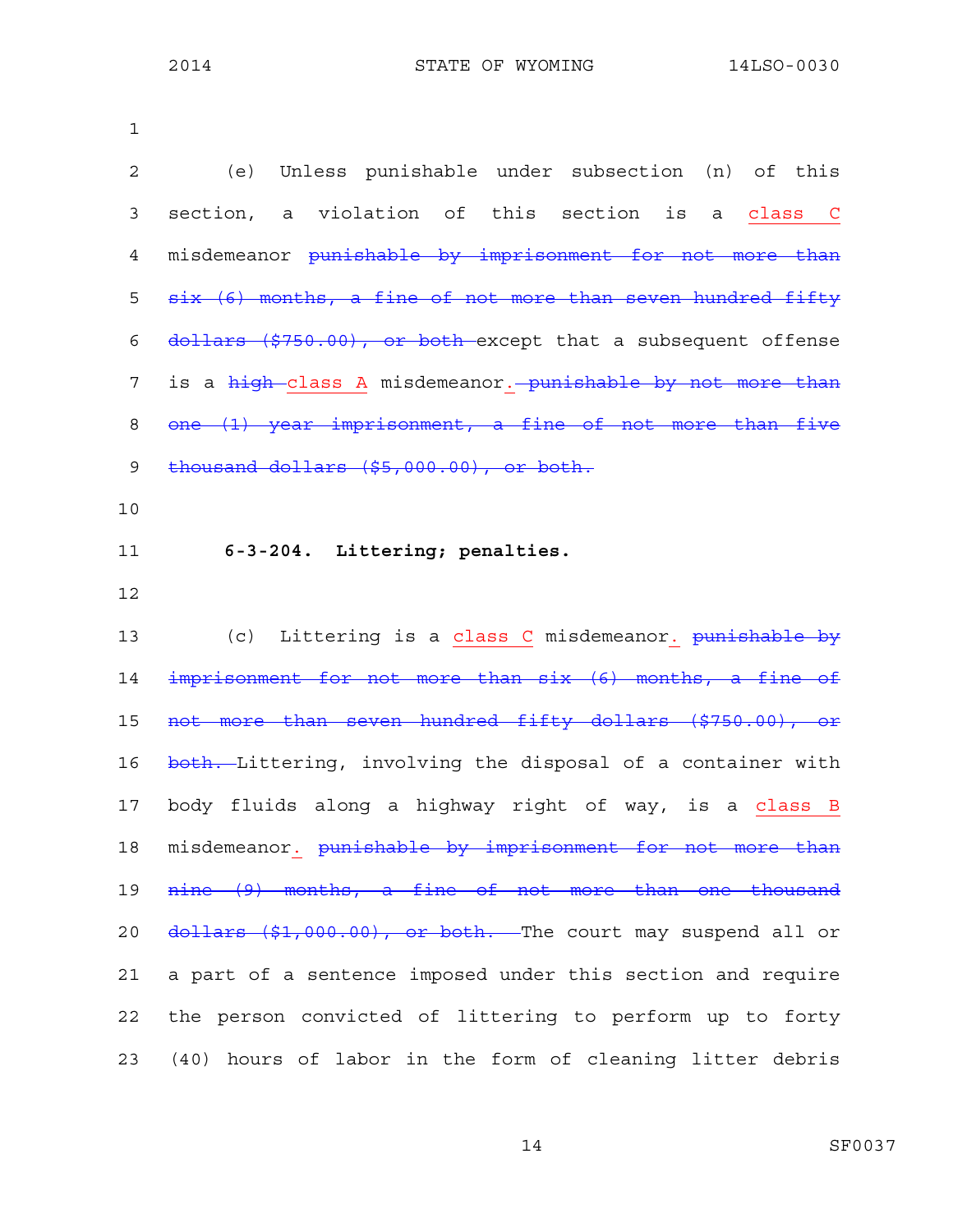(e) Unless punishable under subsection (n) of this section, a violation of this section is a <u>class C</u> misdemeanor ~~punishable by imprisonment for not more than six (6) months, a fine of not more than seven hundred fifty dollars ($750.00), or both~~ except that a subsequent offense is a ~~high~~ <u>class A</u> misdemeanor<u>.</u> ~~punishable by not more than one (1) year imprisonment, a fine of not more than five thousand dollars ($5,000.00), or both.~~

**6-3-204. Littering; penalties.**

(c) Littering is a <u>class C</u> misdemeanor<u>.</u> ~~punishable by imprisonment for not more than six (6) months, a fine of not more than seven hundred fifty dollars ($750.00), or both.~~ Littering, involving the disposal of a container with body fluids along a highway right of way, is a <u>class B</u> misdemeanor<u>.</u> ~~punishable by imprisonment for not more than nine (9) months, a fine of not more than one thousand dollars ($1,000.00), or both.~~ The court may suspend all or a part of a sentence imposed under this section and require the person convicted of littering to perform up to forty (40) hours of labor in the form of cleaning litter debris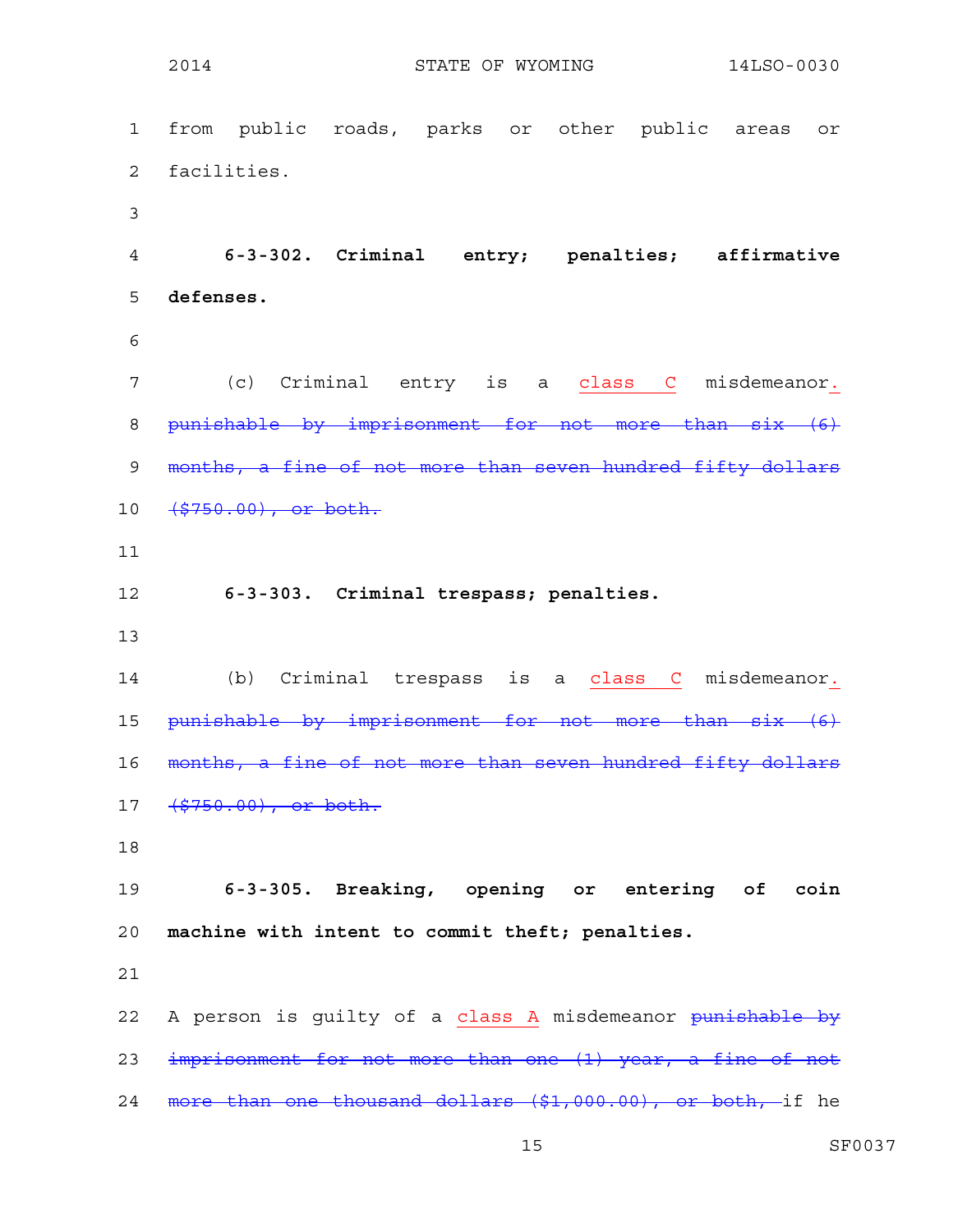from public roads, parks or other public areas or facilities.

**6-3-302. Criminal entry; penalties; affirmative defenses.**

(c) Criminal entry is a <u>class C</u> misdemeanor<u>.</u> ~~punishable by imprisonment for not more than six (6) months, a fine of not more than seven hundred fifty dollars ($750.00), or both.~~

**6-3-303. Criminal trespass; penalties.**

(b) Criminal trespass is a <u>class C</u> misdemeanor<u>.</u> ~~punishable by imprisonment for not more than six (6) months, a fine of not more than seven hundred fifty dollars ($750.00), or both.~~

**6-3-305. Breaking, opening or entering of coin machine with intent to commit theft; penalties.**

A person is guilty of a <u>class A</u> misdemeanor ~~punishable by imprisonment for not more than one (1) year, a fine of not more than one thousand dollars ($1,000.00), or both,~~ if he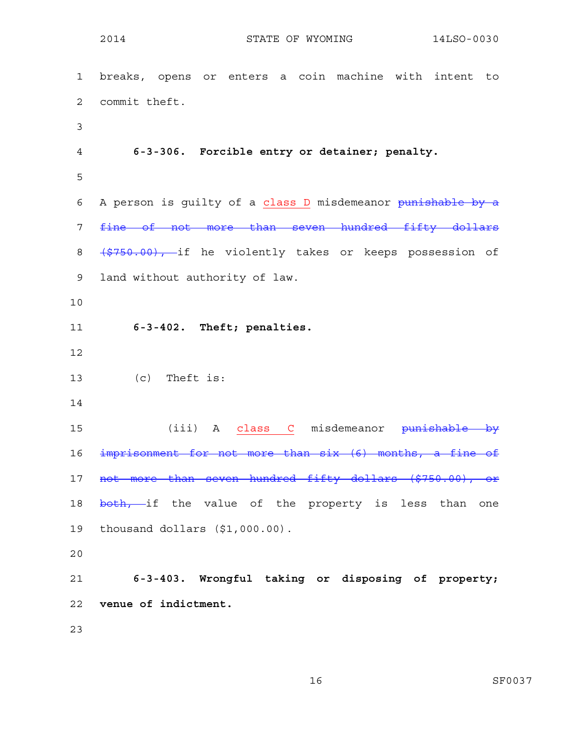breaks, opens or enters a coin machine with intent to commit theft.

**6-3-306. Forcible entry or detainer; penalty.**

A person is guilty of a <u>class D</u> misdemeanor ~~punishable by a fine of not more than seven hundred fifty dollars ($750.00),~~ if he violently takes or keeps possession of land without authority of law.

**6-3-402. Theft; penalties.**

(c) Theft is:

(iii) A <u>class C</u> misdemeanor ~~punishable by imprisonment for not more than six (6) months, a fine of not more than seven hundred fifty dollars ($750.00), or both,~~ if the value of the property is less than one thousand dollars ($1,000.00).

**6-3-403. Wrongful taking or disposing of property; venue of indictment.**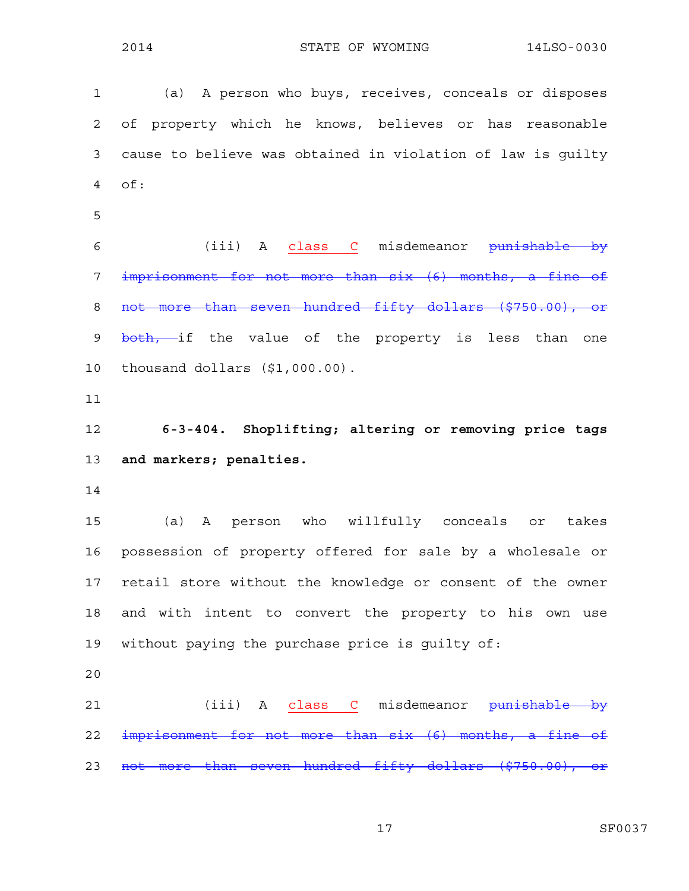(a) A person who buys, receives, conceals or disposes of property which he knows, believes or has reasonable cause to believe was obtained in violation of law is guilty of:

(iii) A class C misdemeanor ~~punishable by imprisonment for not more than six (6) months, a fine of not more than seven hundred fifty dollars ($750.00), or both,~~ if the value of the property is less than one thousand dollars ($1,000.00).

**6-3-404. Shoplifting; altering or removing price tags and markers; penalties.**

(a) A person who willfully conceals or takes possession of property offered for sale by a wholesale or retail store without the knowledge or consent of the owner and with intent to convert the property to his own use without paying the purchase price is guilty of:

(iii) A class C misdemeanor ~~punishable by imprisonment for not more than six (6) months, a fine of not more than seven hundred fifty dollars ($750.00), or~~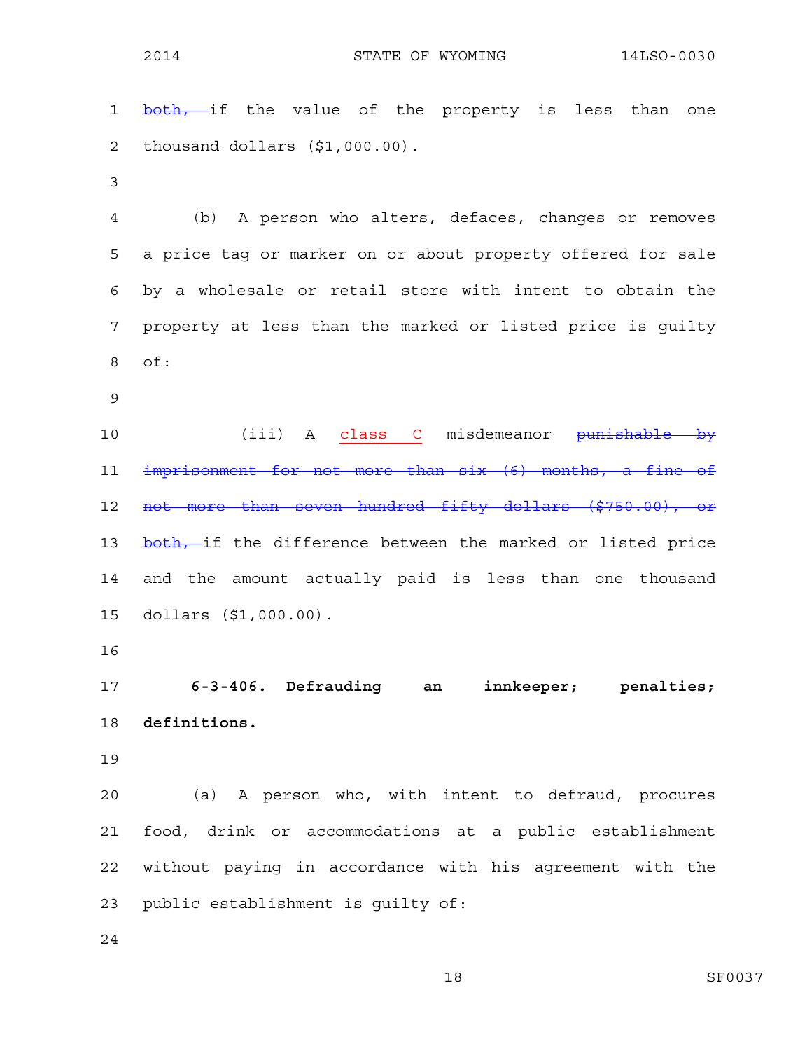~~both,~~ if the value of the property is less than one thousand dollars ($1,000.00).

(b) A person who alters, defaces, changes or removes a price tag or marker on or about property offered for sale by a wholesale or retail store with intent to obtain the property at less than the marked or listed price is guilty of:

(iii) A <u>class C</u> misdemeanor ~~punishable by imprisonment for not more than six (6) months, a fine of not more than seven hundred fifty dollars ($750.00), or both,~~ if the difference between the marked or listed price and the amount actually paid is less than one thousand dollars ($1,000.00).

**6-3-406. Defrauding an innkeeper; penalties; definitions.**

(a) A person who, with intent to defraud, procures food, drink or accommodations at a public establishment without paying in accordance with his agreement with the public establishment is guilty of: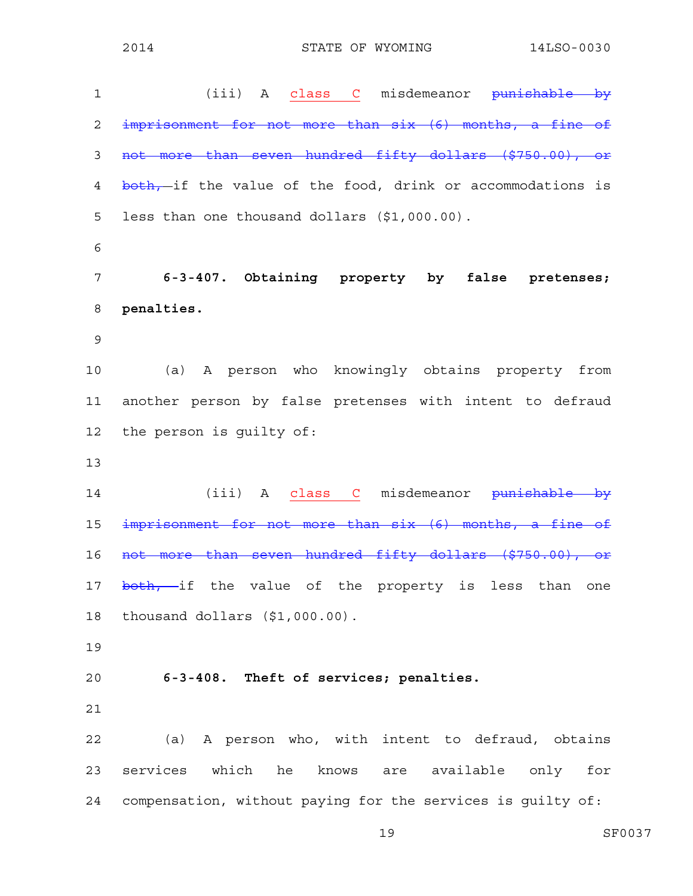(iii) A <u>class C</u> misdemeanor ~~punishable by imprisonment for not more than six (6) months, a fine of not more than seven hundred fifty dollars ($750.00), or both,~~ if the value of the food, drink or accommodations is less than one thousand dollars ($1,000.00).

**6-3-407. Obtaining property by false pretenses; penalties.**

(a) A person who knowingly obtains property from another person by false pretenses with intent to defraud the person is guilty of:

(iii) A <u>class C</u> misdemeanor ~~punishable by imprisonment for not more than six (6) months, a fine of not more than seven hundred fifty dollars ($750.00), or both,~~ if the value of the property is less than one thousand dollars ($1,000.00).

**6-3-408. Theft of services; penalties.**

(a) A person who, with intent to defraud, obtains services which he knows are available only for compensation, without paying for the services is guilty of: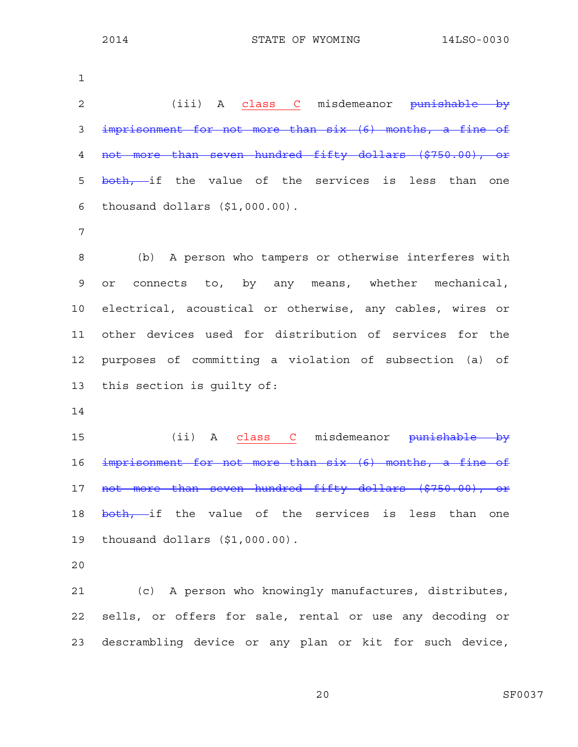(iii) A class C misdemeanor ~~punishable by imprisonment for not more than six (6) months, a fine of not more than seven hundred fifty dollars ($750.00), or both,~~ if the value of the services is less than one thousand dollars ($1,000.00).

(b) A person who tampers or otherwise interferes with or connects to, by any means, whether mechanical, electrical, acoustical or otherwise, any cables, wires or other devices used for distribution of services for the purposes of committing a violation of subsection (a) of this section is guilty of:

(ii) A class C misdemeanor ~~punishable by imprisonment for not more than six (6) months, a fine of not more than seven hundred fifty dollars ($750.00), or both,~~ if the value of the services is less than one thousand dollars ($1,000.00).

(c) A person who knowingly manufactures, distributes, sells, or offers for sale, rental or use any decoding or descrambling device or any plan or kit for such device,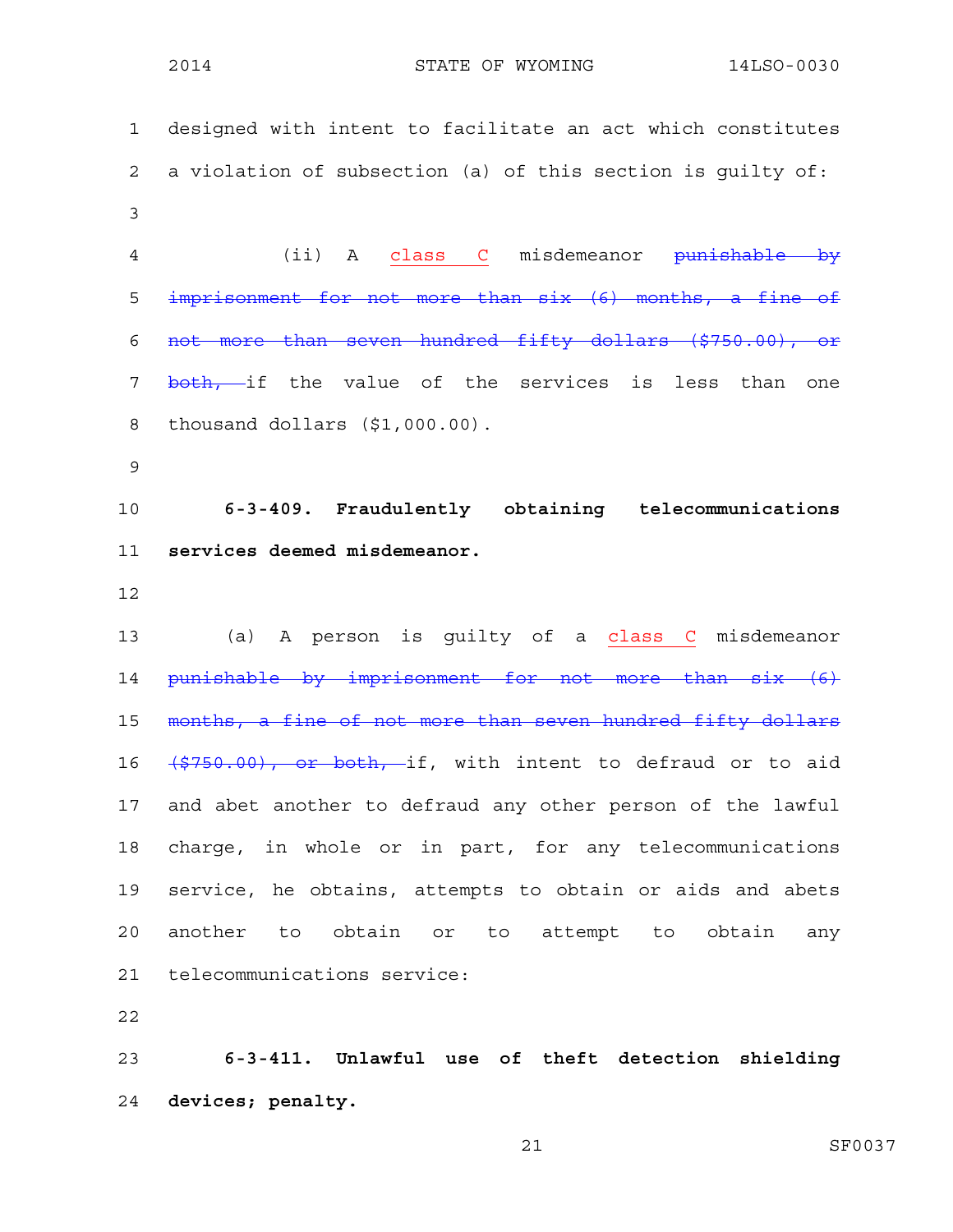designed with intent to facilitate an act which constitutes a violation of subsection (a) of this section is guilty of:

(ii) A <u>class C</u> misdemeanor ~~punishable by imprisonment for not more than six (6) months, a fine of not more than seven hundred fifty dollars ($750.00), or both,~~ if the value of the services is less than one thousand dollars ($1,000.00).

**6-3-409. Fraudulently obtaining telecommunications services deemed misdemeanor.**

(a) A person is guilty of a <u>class C</u> misdemeanor ~~punishable by imprisonment for not more than six (6) months, a fine of not more than seven hundred fifty dollars ($750.00), or both,~~ if, with intent to defraud or to aid and abet another to defraud any other person of the lawful charge, in whole or in part, for any telecommunications service, he obtains, attempts to obtain or aids and abets another to obtain or to attempt to obtain any telecommunications service:

**6-3-411. Unlawful use of theft detection shielding devices; penalty.**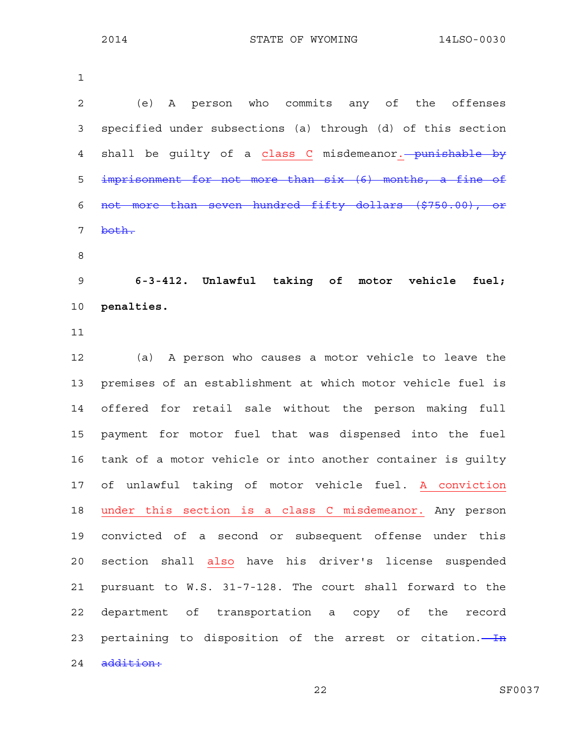(e) A person who commits any of the offenses specified under subsections (a) through (d) of this section shall be guilty of a <u>class C</u> misdemeanor<u>.</u> ~~punishable by imprisonment for not more than six (6) months, a fine of not more than seven hundred fifty dollars ($750.00), or both.~~

**6-3-412. Unlawful taking of motor vehicle fuel; penalties.**

(a) A person who causes a motor vehicle to leave the premises of an establishment at which motor vehicle fuel is offered for retail sale without the person making full payment for motor fuel that was dispensed into the fuel tank of a motor vehicle or into another container is guilty of unlawful taking of motor vehicle fuel. <u>A conviction under this section is a class C misdemeanor.</u> Any person convicted of a second or subsequent offense under this section shall <u>also</u> have his driver's license suspended pursuant to W.S. 31-7-128. The court shall forward to the department of transportation a copy of the record pertaining to disposition of the arrest or citation. ~~In addition:~~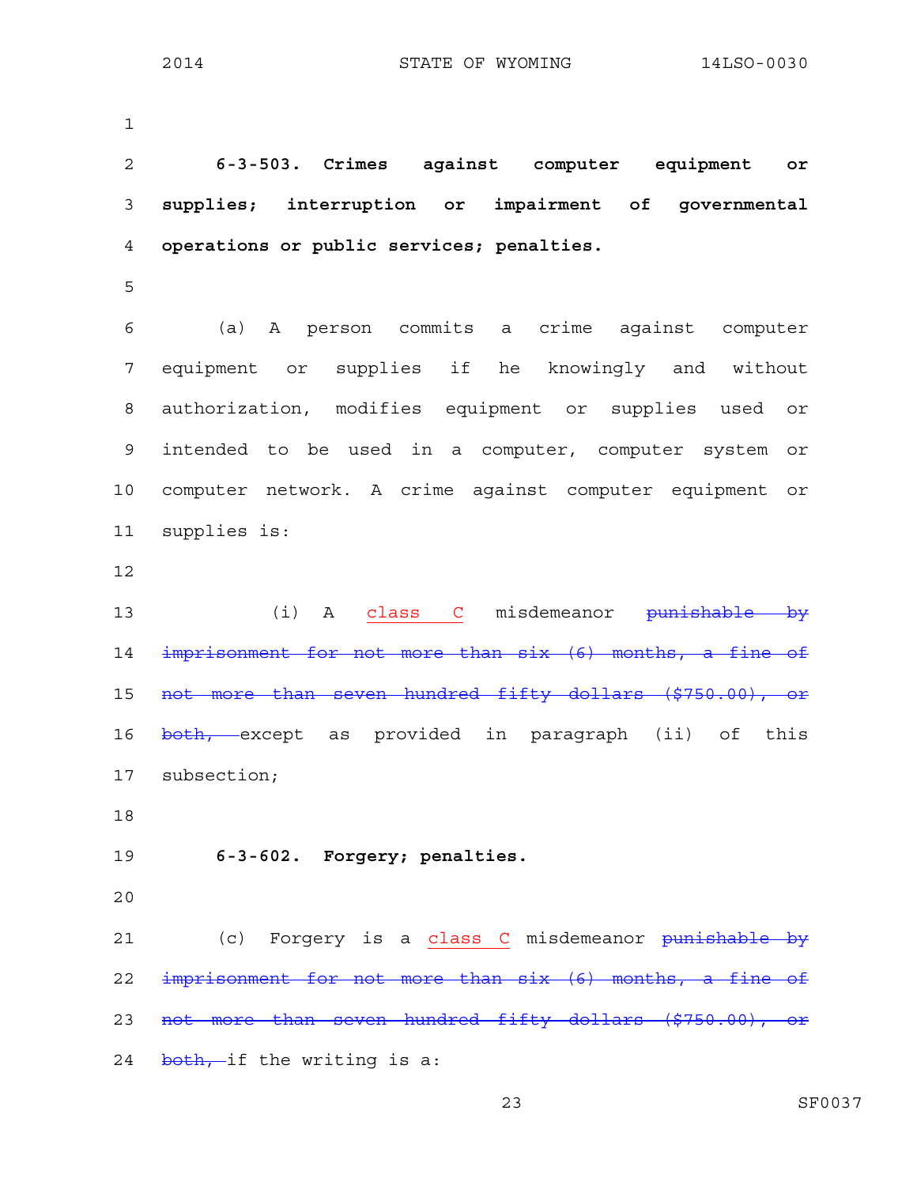**6-3-503. Crimes against computer equipment or supplies; interruption or impairment of governmental operations or public services; penalties.**

(a) A person commits a crime against computer equipment or supplies if he knowingly and without authorization, modifies equipment or supplies used or intended to be used in a computer, computer system or computer network. A crime against computer equipment or supplies is:

(i) A <ins>class C</ins> misdemeanor ~~punishable by imprisonment for not more than six (6) months, a fine of not more than seven hundred fifty dollars ($750.00), or both,~~ except as provided in paragraph (ii) of this subsection;

**6-3-602. Forgery; penalties.**

(c) Forgery is a <ins>class C</ins> misdemeanor ~~punishable by imprisonment for not more than six (6) months, a fine of not more than seven hundred fifty dollars ($750.00), or both,~~ if the writing is a: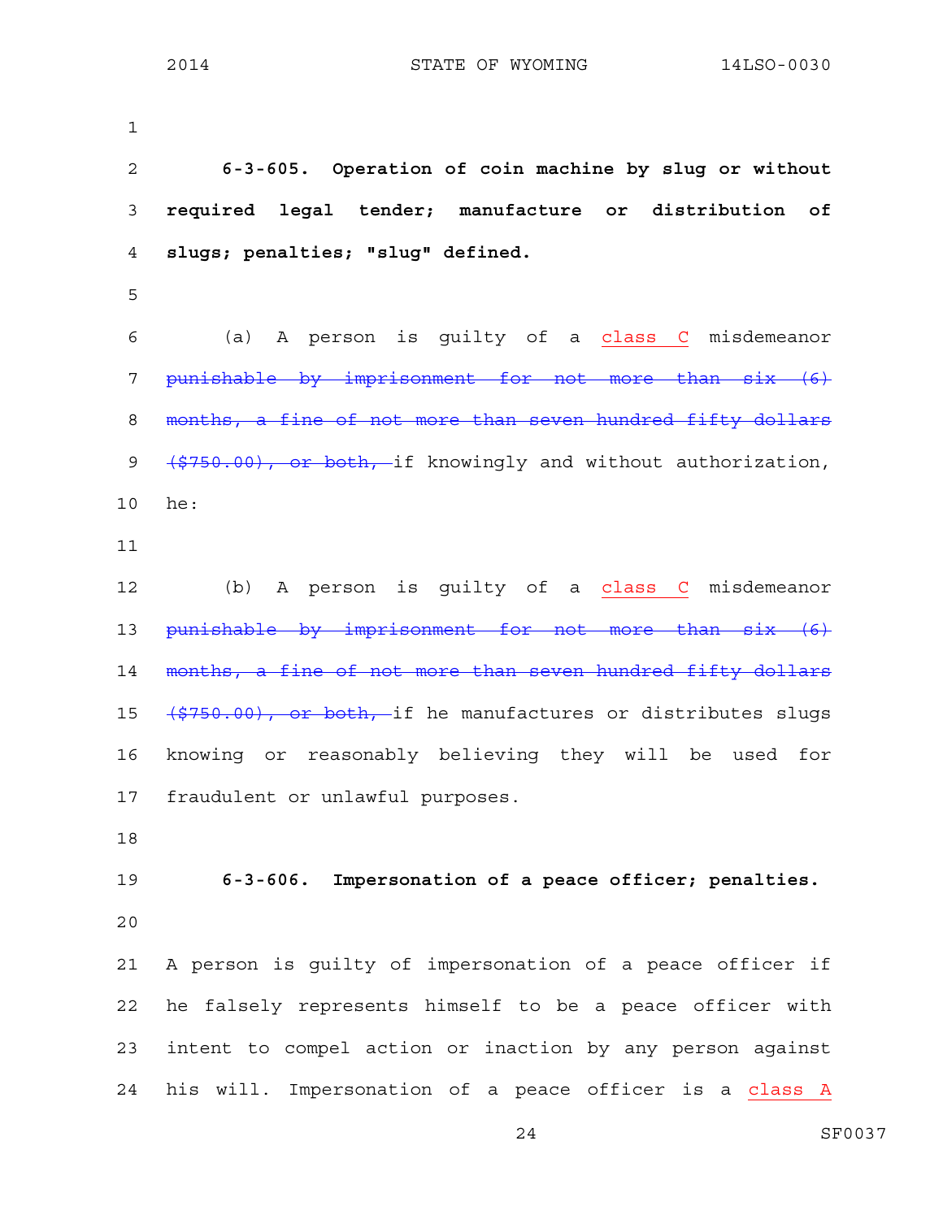**6-3-605. Operation of coin machine by slug or without required legal tender; manufacture or distribution of slugs; penalties; "slug" defined.**

(a) A person is guilty of a <ins>class C</ins> misdemeanor ~~punishable by imprisonment for not more than six (6) months, a fine of not more than seven hundred fifty dollars ($750.00), or both,~~ if knowingly and without authorization, he:

(b) A person is guilty of a <ins>class C</ins> misdemeanor ~~punishable by imprisonment for not more than six (6) months, a fine of not more than seven hundred fifty dollars ($750.00), or both,~~ if he manufactures or distributes slugs knowing or reasonably believing they will be used for fraudulent or unlawful purposes.

**6-3-606. Impersonation of a peace officer; penalties.**

A person is guilty of impersonation of a peace officer if he falsely represents himself to be a peace officer with intent to compel action or inaction by any person against his will. Impersonation of a peace officer is a <ins>class A</ins>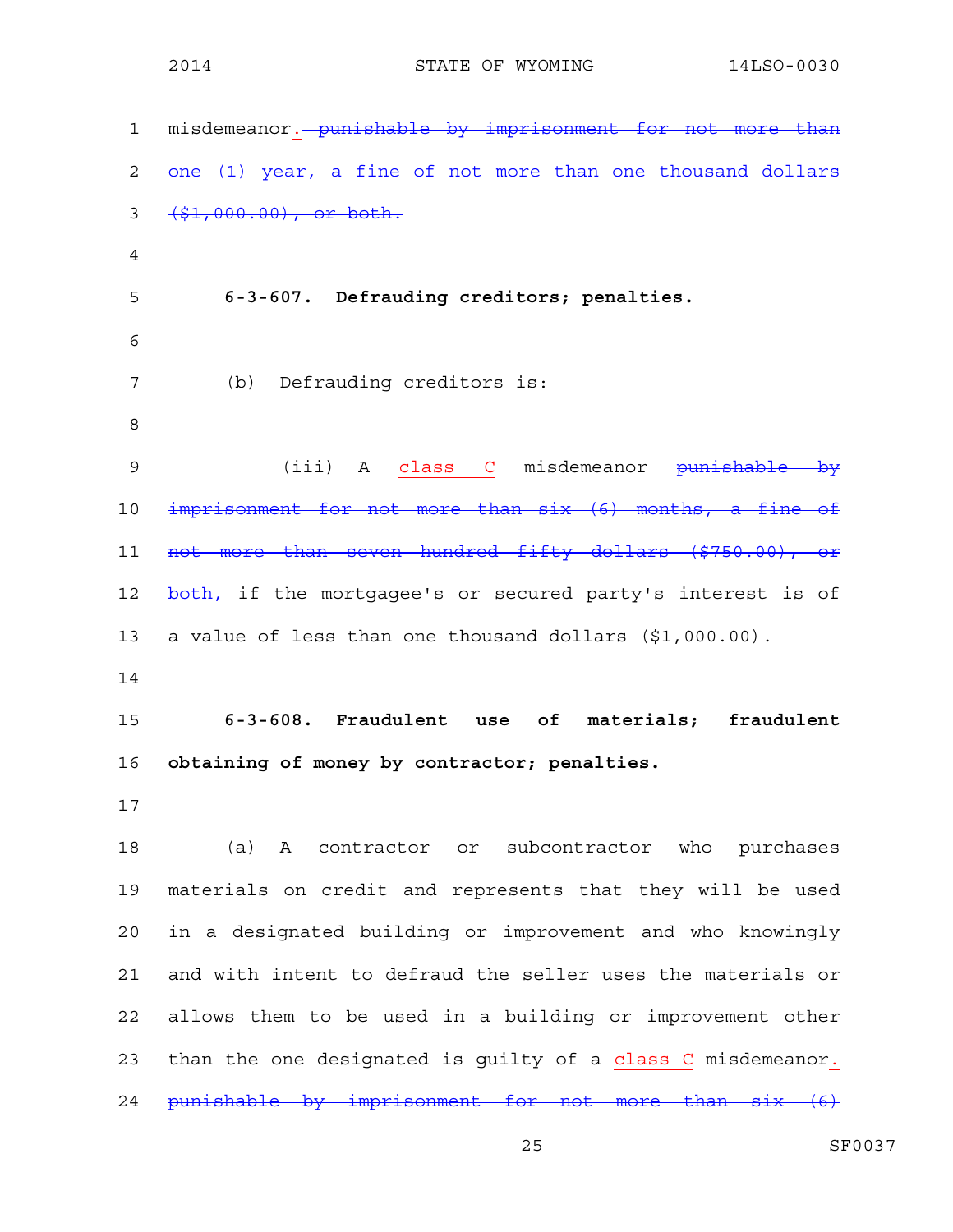misdemeanor~~. punishable by imprisonment for not more than one (1) year, a fine of not more than one thousand dollars ($1,000.00), or both.~~

**6-3-607. Defrauding creditors; penalties.**

(b) Defrauding creditors is:

(iii) A class C misdemeanor ~~punishable by imprisonment for not more than six (6) months, a fine of not more than seven hundred fifty dollars ($750.00), or both,~~ if the mortgagee's or secured party's interest is of a value of less than one thousand dollars ($1,000.00).

**6-3-608. Fraudulent use of materials; fraudulent obtaining of money by contractor; penalties.**

(a) A contractor or subcontractor who purchases materials on credit and represents that they will be used in a designated building or improvement and who knowingly and with intent to defraud the seller uses the materials or allows them to be used in a building or improvement other than the one designated is guilty of a class C misdemeanor. ~~punishable by imprisonment for not more than six (6)~~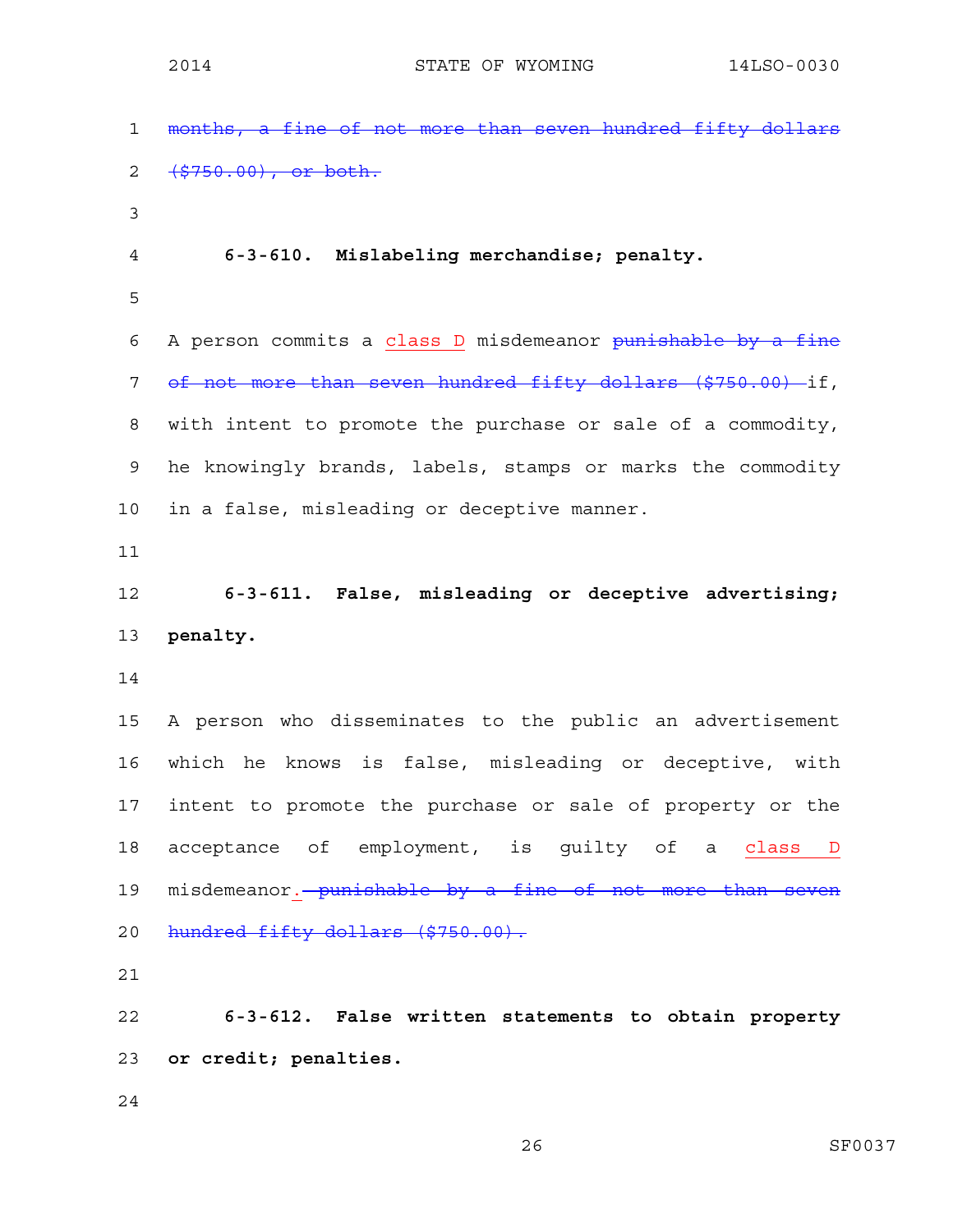~~months, a fine of not more than seven hundred fifty dollars ($750.00), or both.~~

**6-3-610. Mislabeling merchandise; penalty.**

A person commits a <u>class D</u> misdemeanor ~~punishable by a fine of not more than seven hundred fifty dollars ($750.00)~~ if, with intent to promote the purchase or sale of a commodity, he knowingly brands, labels, stamps or marks the commodity in a false, misleading or deceptive manner.

**6-3-611. False, misleading or deceptive advertising; penalty.**

A person who disseminates to the public an advertisement which he knows is false, misleading or deceptive, with intent to promote the purchase or sale of property or the acceptance of employment, is guilty of a <u>class D</u> misdemeanor<u>.</u> ~~punishable by a fine of not more than seven hundred fifty dollars ($750.00).~~

**6-3-612. False written statements to obtain property or credit; penalties.**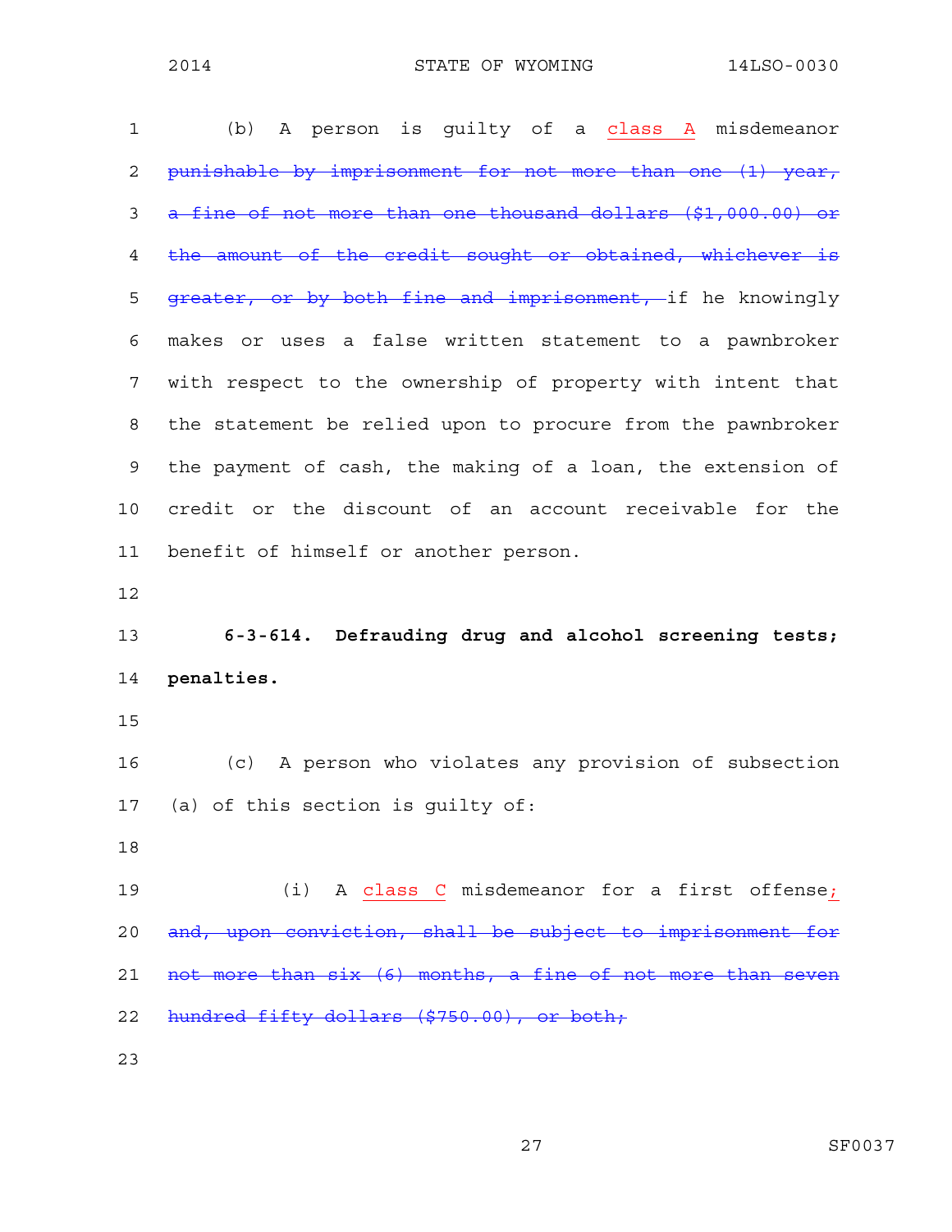(b) A person is guilty of a <ins>class A</ins> misdemeanor ~~punishable by imprisonment for not more than one (1) year, a fine of not more than one thousand dollars ($1,000.00) or the amount of the credit sought or obtained, whichever is greater, or by both fine and imprisonment,~~ if he knowingly makes or uses a false written statement to a pawnbroker with respect to the ownership of property with intent that the statement be relied upon to procure from the pawnbroker the payment of cash, the making of a loan, the extension of credit or the discount of an account receivable for the benefit of himself or another person.

**6-3-614. Defrauding drug and alcohol screening tests; penalties.**

(c) A person who violates any provision of subsection (a) of this section is guilty of:

(i) A <ins>class C</ins> misdemeanor for a first offense<ins>;</ins> ~~and, upon conviction, shall be subject to imprisonment for not more than six (6) months, a fine of not more than seven hundred fifty dollars ($750.00), or both;~~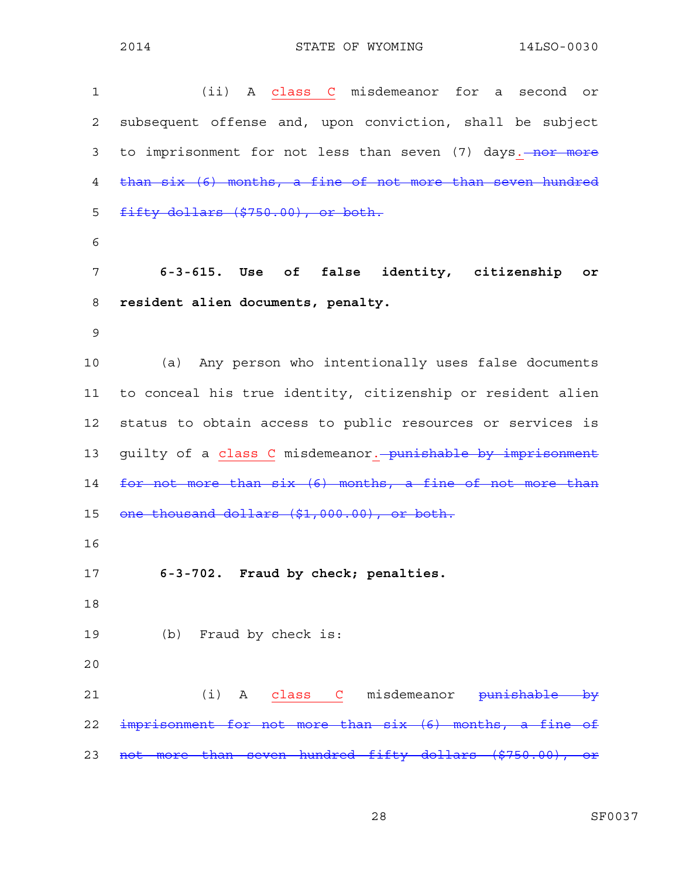(ii) A <u>class C</u> misdemeanor for a second or subsequent offense and, upon conviction, shall be subject to imprisonment for not less than seven (7) days<u>.</u> ~~nor more than six (6) months, a fine of not more than seven hundred fifty dollars ($750.00), or both.~~

**6-3-615. Use of false identity, citizenship or resident alien documents, penalty.**

(a) Any person who intentionally uses false documents to conceal his true identity, citizenship or resident alien status to obtain access to public resources or services is guilty of a <u>class C</u> misdemeanor<u>.</u> ~~punishable by imprisonment for not more than six (6) months, a fine of not more than one thousand dollars ($1,000.00), or both.~~

**6-3-702. Fraud by check; penalties.**

(b) Fraud by check is:

(i) A <u>class C</u> misdemeanor ~~punishable by imprisonment for not more than six (6) months, a fine of not more than seven hundred fifty dollars ($750.00), or~~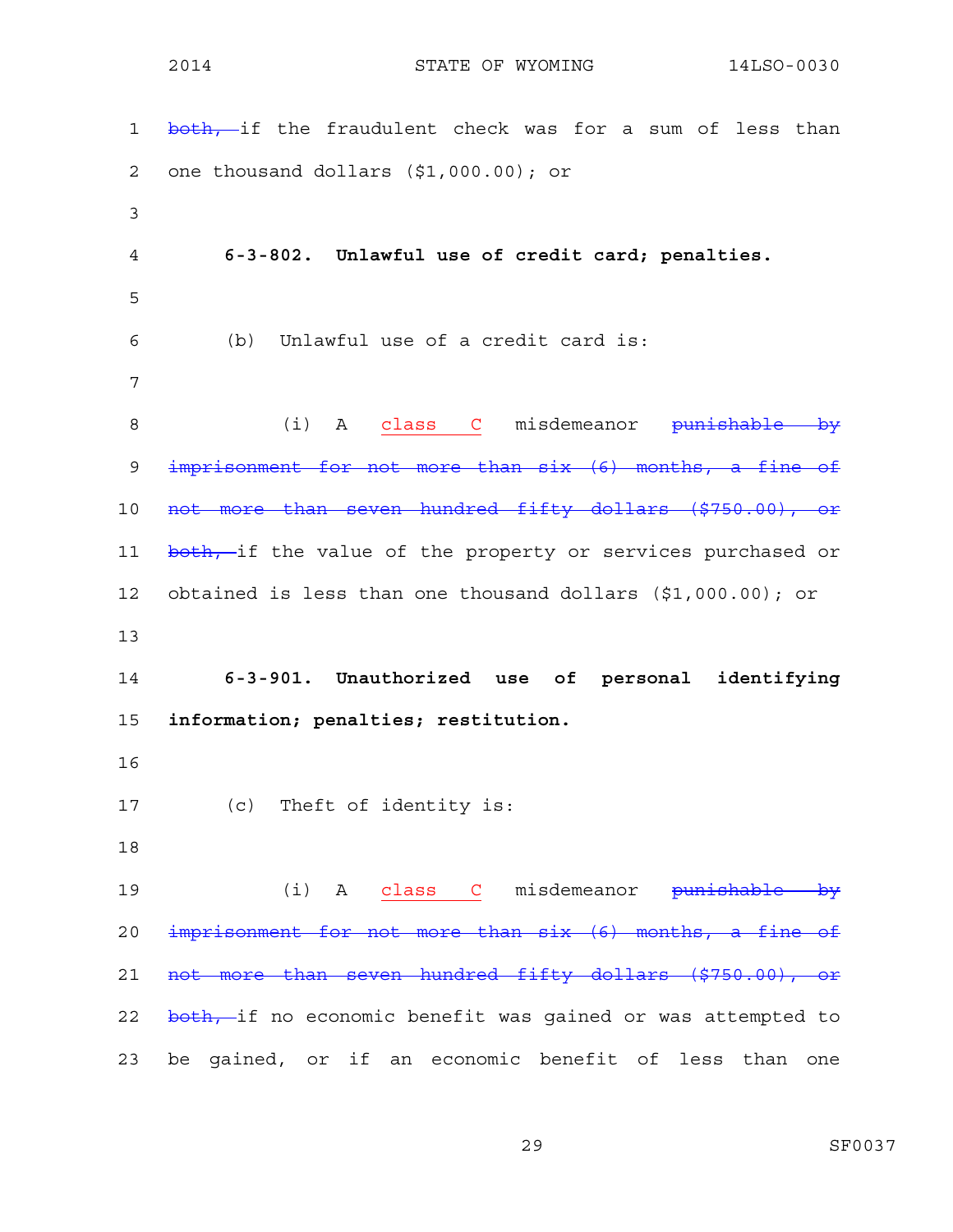both, if the fraudulent check was for a sum of less than one thousand dollars ($1,000.00); or

**6-3-802. Unlawful use of credit card; penalties.**

(b) Unlawful use of a credit card is:

(i) A class C misdemeanor ~~punishable by imprisonment for not more than six (6) months, a fine of not more than seven hundred fifty dollars ($750.00), or both,~~ if the value of the property or services purchased or obtained is less than one thousand dollars ($1,000.00); or

**6-3-901. Unauthorized use of personal identifying information; penalties; restitution.**

(c) Theft of identity is:

(i) A class C misdemeanor ~~punishable by imprisonment for not more than six (6) months, a fine of not more than seven hundred fifty dollars ($750.00), or both,~~ if no economic benefit was gained or was attempted to be gained, or if an economic benefit of less than one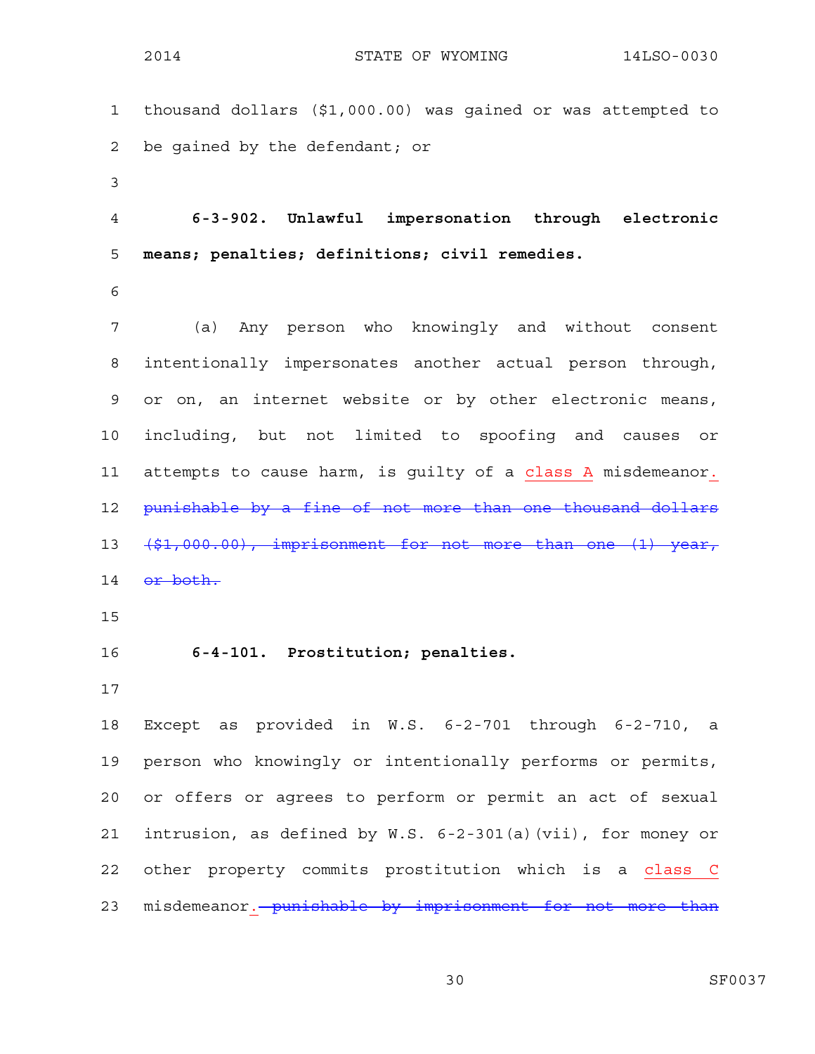thousand dollars ($1,000.00) was gained or was attempted to be gained by the defendant; or

**6-3-902. Unlawful impersonation through electronic means; penalties; definitions; civil remedies.**

(a) Any person who knowingly and without consent intentionally impersonates another actual person through, or on, an internet website or by other electronic means, including, but not limited to spoofing and causes or attempts to cause harm, is guilty of a class A misdemeanor. ~~punishable by a fine of not more than one thousand dollars ($1,000.00), imprisonment for not more than one (1) year, or both.~~

**6-4-101. Prostitution; penalties.**

Except as provided in W.S. 6-2-701 through 6-2-710, a person who knowingly or intentionally performs or permits, or offers or agrees to perform or permit an act of sexual intrusion, as defined by W.S. 6-2-301(a)(vii), for money or other property commits prostitution which is a class C misdemeanor. ~~punishable by imprisonment for not more than~~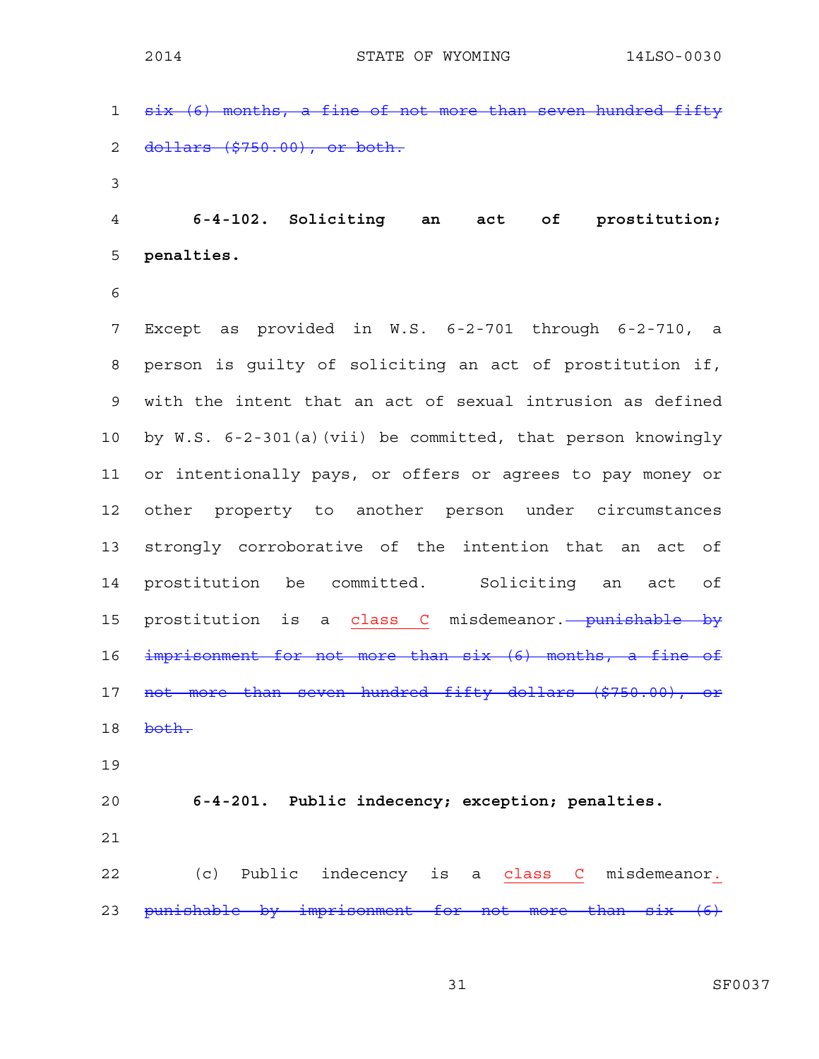~~six (6) months, a fine of not more than seven hundred fifty dollars ($750.00), or both.~~

**6-4-102. Soliciting an act of prostitution; penalties.**

Except as provided in W.S. 6-2-701 through 6-2-710, a person is guilty of soliciting an act of prostitution if, with the intent that an act of sexual intrusion as defined by W.S. 6-2-301(a)(vii) be committed, that person knowingly or intentionally pays, or offers or agrees to pay money or other property to another person under circumstances strongly corroborative of the intention that an act of prostitution be committed. Soliciting an act of prostitution is a <u>class C</u> misdemeanor. ~~punishable by imprisonment for not more than six (6) months, a fine of not more than seven hundred fifty dollars ($750.00), or both.~~

**6-4-201. Public indecency; exception; penalties.**

(c) Public indecency is a <u>class C</u> misdemeanor<u>.</u> ~~punishable by imprisonment for not more than six (6)~~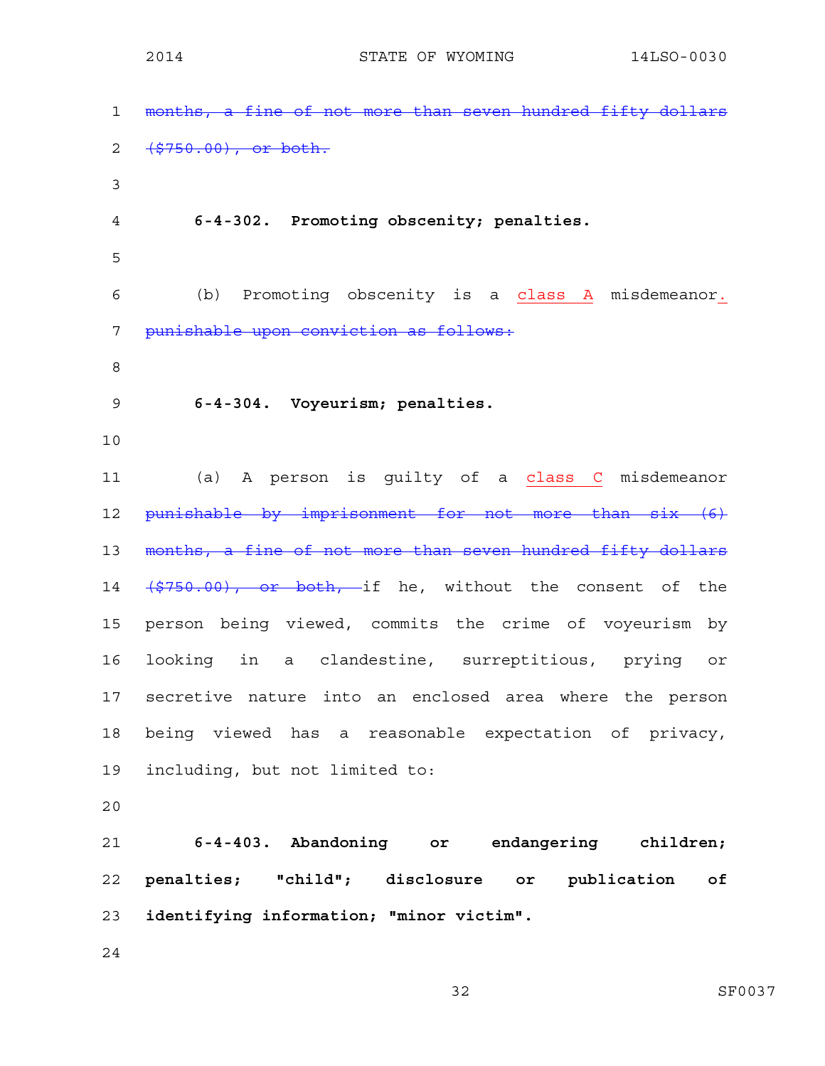~~months, a fine of not more than seven hundred fifty dollars ($750.00), or both.~~

**6-4-302. Promoting obscenity; penalties.**

(b) Promoting obscenity is a <u>class A</u> misdemeanor<u>.</u> ~~punishable upon conviction as follows:~~

**6-4-304. Voyeurism; penalties.**

(a) A person is guilty of a <u>class C</u> misdemeanor ~~punishable by imprisonment for not more than six (6) months, a fine of not more than seven hundred fifty dollars ($750.00), or both,~~ if he, without the consent of the person being viewed, commits the crime of voyeurism by looking in a clandestine, surreptitious, prying or secretive nature into an enclosed area where the person being viewed has a reasonable expectation of privacy, including, but not limited to:

**6-4-403. Abandoning or endangering children; penalties; "child"; disclosure or publication of identifying information; "minor victim".**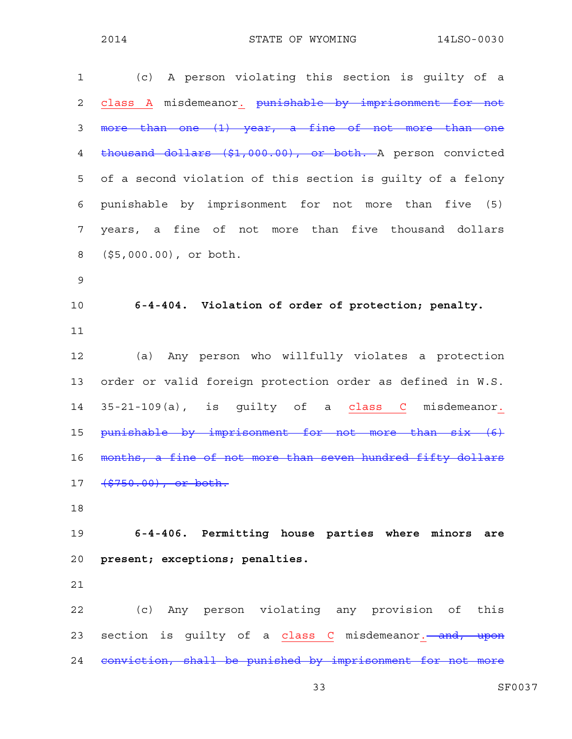(c) A person violating this section is guilty of a <ins>class A</ins> misdemeanor<ins>.</ins> ~~punishable by imprisonment for not more than one (1) year, a fine of not more than one thousand dollars ($1,000.00), or both.~~ A person convicted of a second violation of this section is guilty of a felony punishable by imprisonment for not more than five (5) years, a fine of not more than five thousand dollars ($5,000.00), or both.

**6-4-404. Violation of order of protection; penalty.**

(a) Any person who willfully violates a protection order or valid foreign protection order as defined in W.S. 35-21-109(a), is guilty of a <ins>class C</ins> misdemeanor<ins>.</ins> ~~punishable by imprisonment for not more than six (6) months, a fine of not more than seven hundred fifty dollars ($750.00), or both.~~

**6-4-406. Permitting house parties where minors are present; exceptions; penalties.**

(c) Any person violating any provision of this section is guilty of a <ins>class C</ins> misdemeanor<ins>.</ins> ~~and, upon conviction, shall be punished by imprisonment for not more~~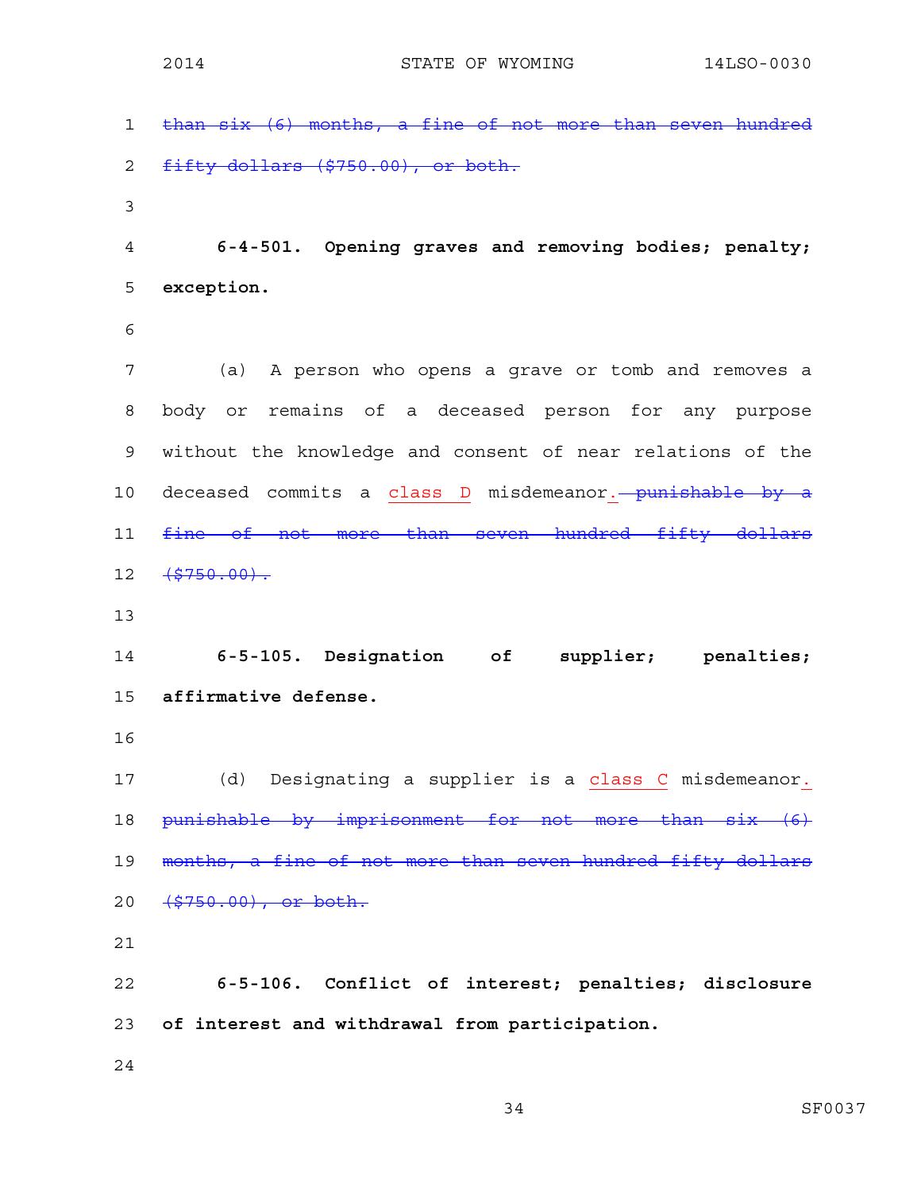~~than six (6) months, a fine of not more than seven hundred fifty dollars ($750.00), or both.~~

**6-4-501. Opening graves and removing bodies; penalty; exception.**

(a) A person who opens a grave or tomb and removes a body or remains of a deceased person for any purpose without the knowledge and consent of near relations of the deceased commits a <u>class D</u> misdemeanor<u>.</u> ~~punishable by a fine of not more than seven hundred fifty dollars ($750.00).~~

**6-5-105. Designation of supplier; penalties; affirmative defense.**

(d) Designating a supplier is a <u>class C</u> misdemeanor<u>.</u> ~~punishable by imprisonment for not more than six (6) months, a fine of not more than seven hundred fifty dollars ($750.00), or both.~~

**6-5-106. Conflict of interest; penalties; disclosure of interest and withdrawal from participation.**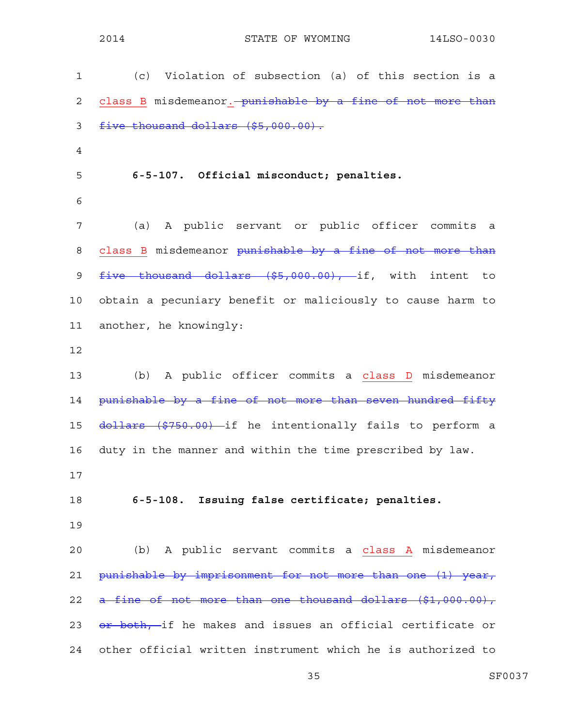(c) Violation of subsection (a) of this section is a <u>class B</u> misdemeanor<u>.</u> ~~punishable by a fine of not more than five thousand dollars ($5,000.00).~~

**6-5-107. Official misconduct; penalties.**

(a) A public servant or public officer commits a <u>class B</u> misdemeanor ~~punishable by a fine of not more than five thousand dollars ($5,000.00),~~ if, with intent to obtain a pecuniary benefit or maliciously to cause harm to another, he knowingly:

(b) A public officer commits a <u>class D</u> misdemeanor ~~punishable by a fine of not more than seven hundred fifty dollars ($750.00)~~ if he intentionally fails to perform a duty in the manner and within the time prescribed by law.

**6-5-108. Issuing false certificate; penalties.**

(b) A public servant commits a <u>class A</u> misdemeanor ~~punishable by imprisonment for not more than one (1) year, a fine of not more than one thousand dollars ($1,000.00), or both,~~ if he makes and issues an official certificate or other official written instrument which he is authorized to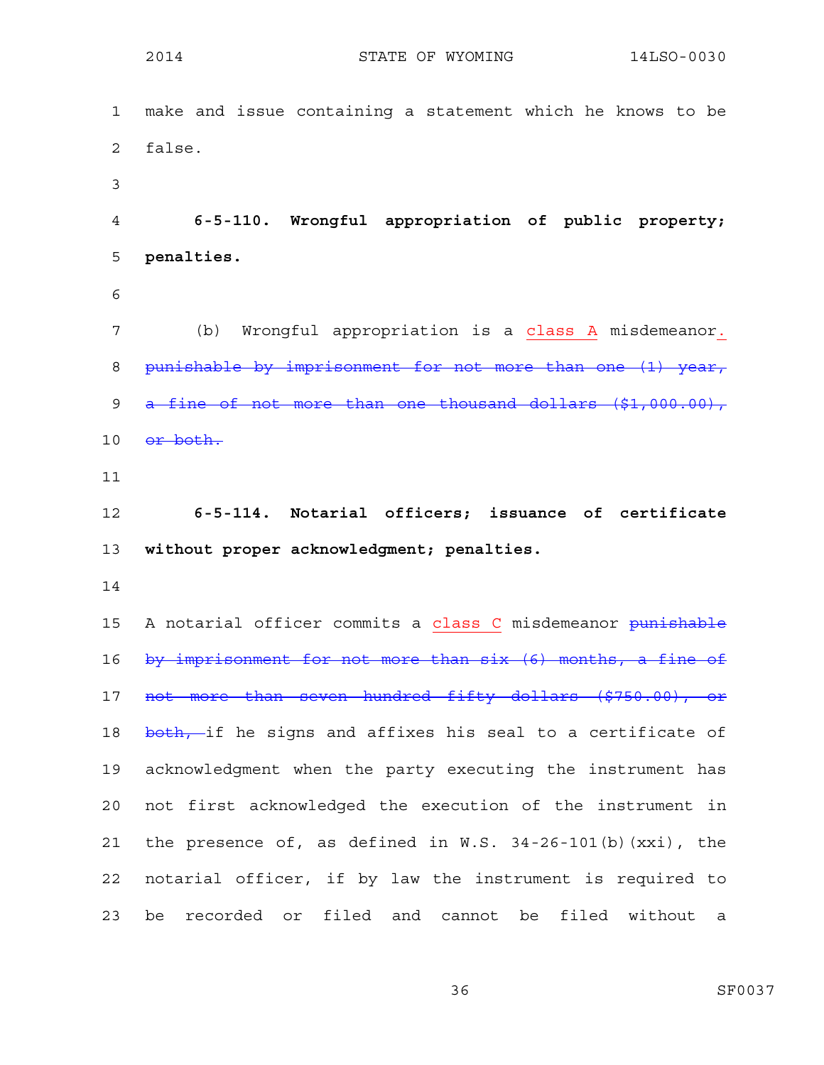make and issue containing a statement which he knows to be false.

**6-5-110. Wrongful appropriation of public property; penalties.**

(b) Wrongful appropriation is a <u>class A</u> misdemeanor<u>.</u> ~~punishable by imprisonment for not more than one (1) year, a fine of not more than one thousand dollars ($1,000.00), or both.~~

**6-5-114. Notarial officers; issuance of certificate without proper acknowledgment; penalties.**

A notarial officer commits a <u>class C</u> misdemeanor ~~punishable by imprisonment for not more than six (6) months, a fine of not more than seven hundred fifty dollars ($750.00), or both,~~ if he signs and affixes his seal to a certificate of acknowledgment when the party executing the instrument has not first acknowledged the execution of the instrument in the presence of, as defined in W.S. 34-26-101(b)(xxi), the notarial officer, if by law the instrument is required to be recorded or filed and cannot be filed without a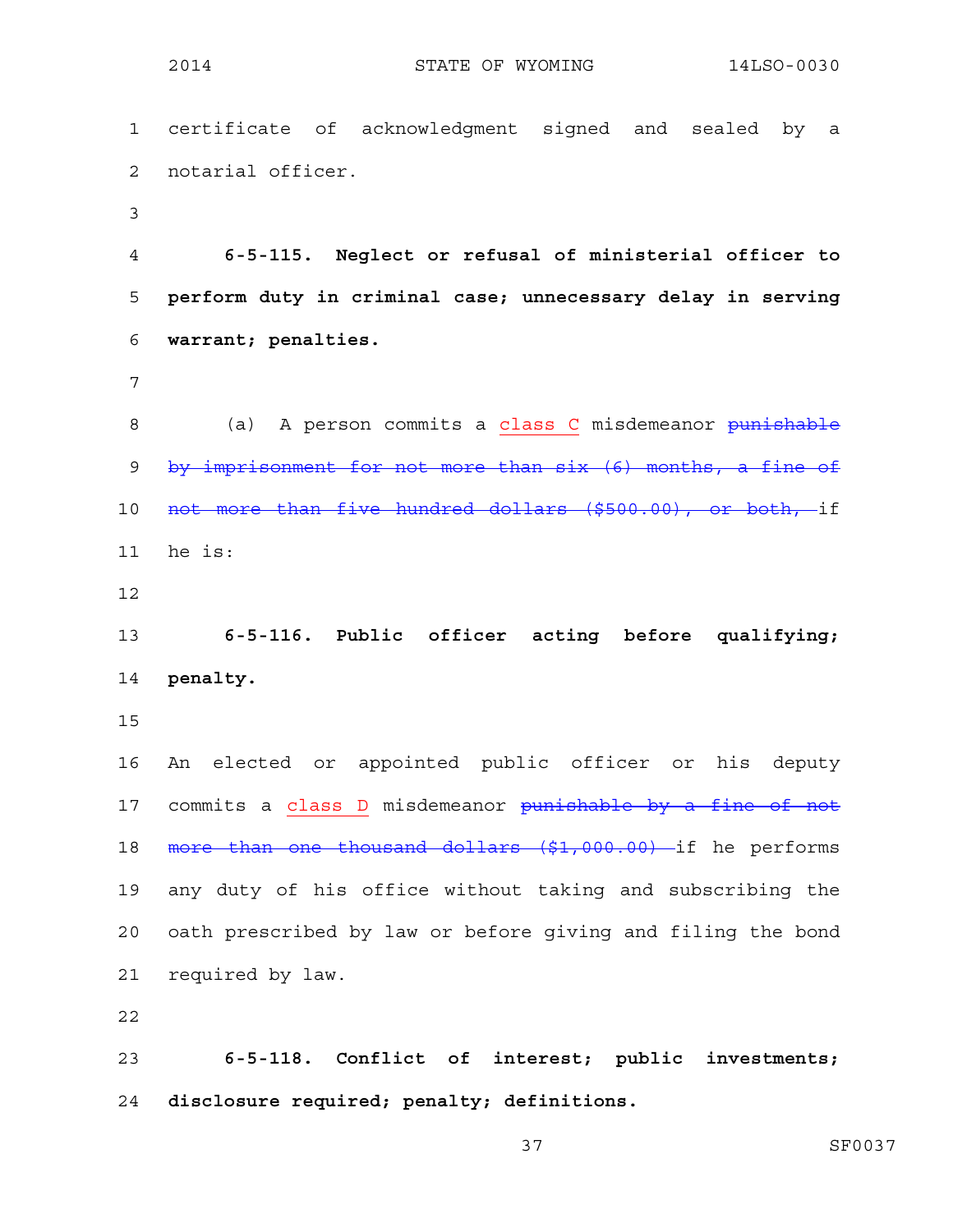certificate of acknowledgment signed and sealed by a notarial officer.

**6-5-115. Neglect or refusal of ministerial officer to perform duty in criminal case; unnecessary delay in serving warrant; penalties.**

(a) A person commits a <u>class C</u> misdemeanor ~~punishable by imprisonment for not more than six (6) months, a fine of not more than five hundred dollars ($500.00), or both,~~ if he is:

**6-5-116. Public officer acting before qualifying; penalty.**

An elected or appointed public officer or his deputy commits a <u>class D</u> misdemeanor ~~punishable by a fine of not more than one thousand dollars ($1,000.00)~~ if he performs any duty of his office without taking and subscribing the oath prescribed by law or before giving and filing the bond required by law.

**6-5-118. Conflict of interest; public investments; disclosure required; penalty; definitions.**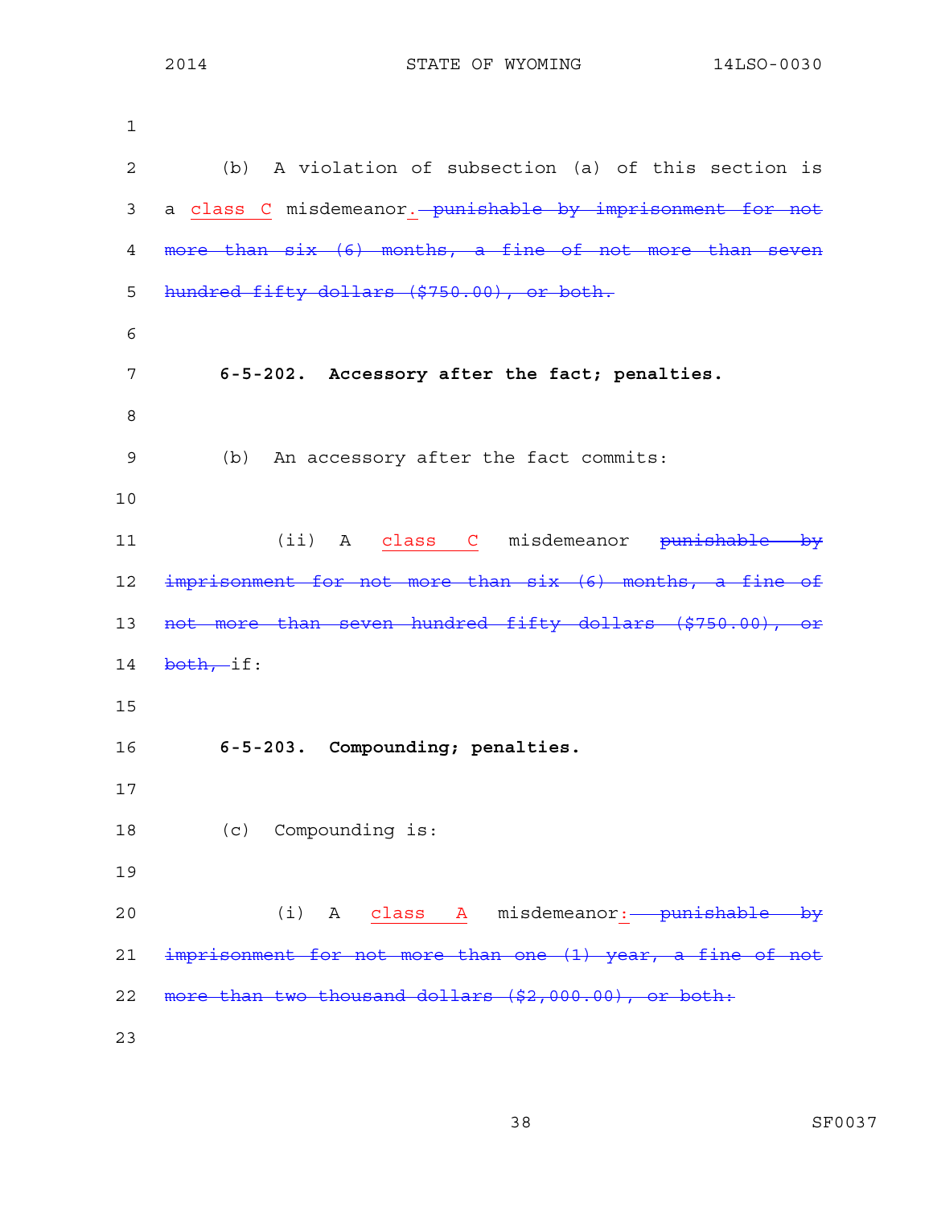(b) A violation of subsection (a) of this section is a class C misdemeanor. ~~punishable by imprisonment for not more than six (6) months, a fine of not more than seven hundred fifty dollars ($750.00), or both.~~

**6-5-202. Accessory after the fact; penalties.**

(b) An accessory after the fact commits:

(ii) A class C misdemeanor ~~punishable by imprisonment for not more than six (6) months, a fine of not more than seven hundred fifty dollars ($750.00), or both,~~ if:

**6-5-203. Compounding; penalties.**

(c) Compounding is:

(i) A class A misdemeanor: ~~punishable by imprisonment for not more than one (1) year, a fine of not more than two thousand dollars ($2,000.00), or both:~~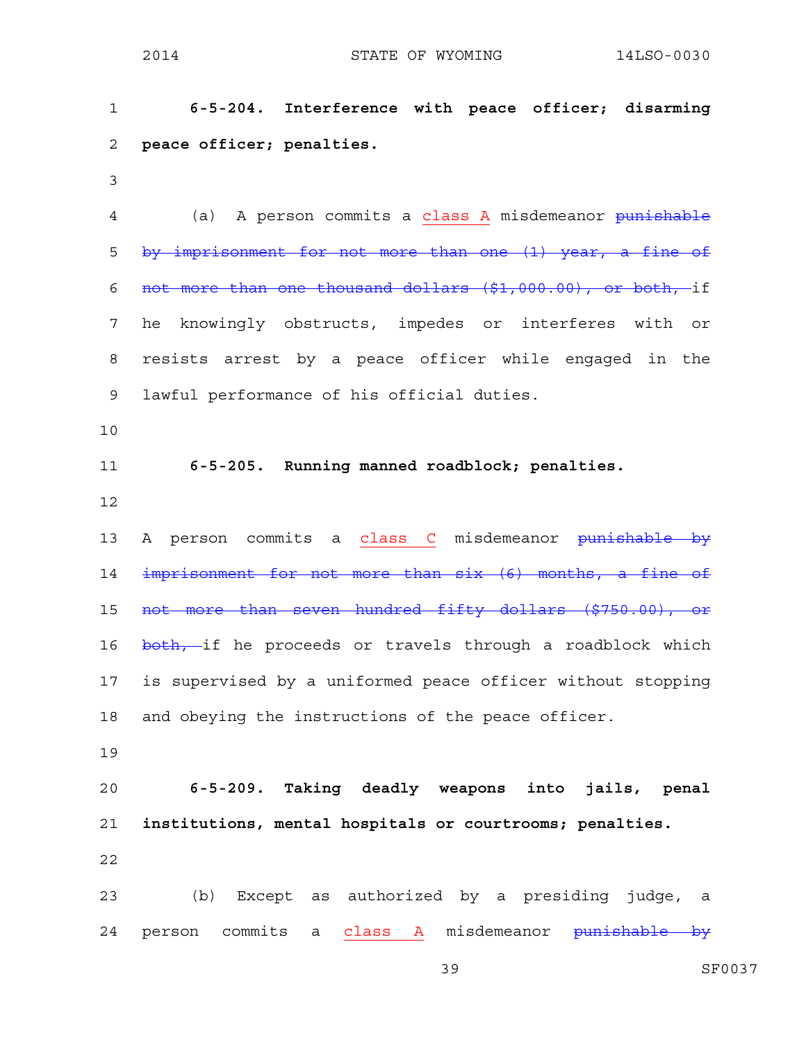**6-5-204. Interference with peace officer; disarming peace officer; penalties.**

(a) A person commits a class A misdemeanor ~~punishable by imprisonment for not more than one (1) year, a fine of not more than one thousand dollars ($1,000.00), or both,~~ if he knowingly obstructs, impedes or interferes with or resists arrest by a peace officer while engaged in the lawful performance of his official duties.

**6-5-205. Running manned roadblock; penalties.**

A person commits a class C misdemeanor ~~punishable by imprisonment for not more than six (6) months, a fine of not more than seven hundred fifty dollars ($750.00), or both,~~ if he proceeds or travels through a roadblock which is supervised by a uniformed peace officer without stopping and obeying the instructions of the peace officer.

**6-5-209. Taking deadly weapons into jails, penal institutions, mental hospitals or courtrooms; penalties.**

(b) Except as authorized by a presiding judge, a person commits a class A misdemeanor ~~punishable by~~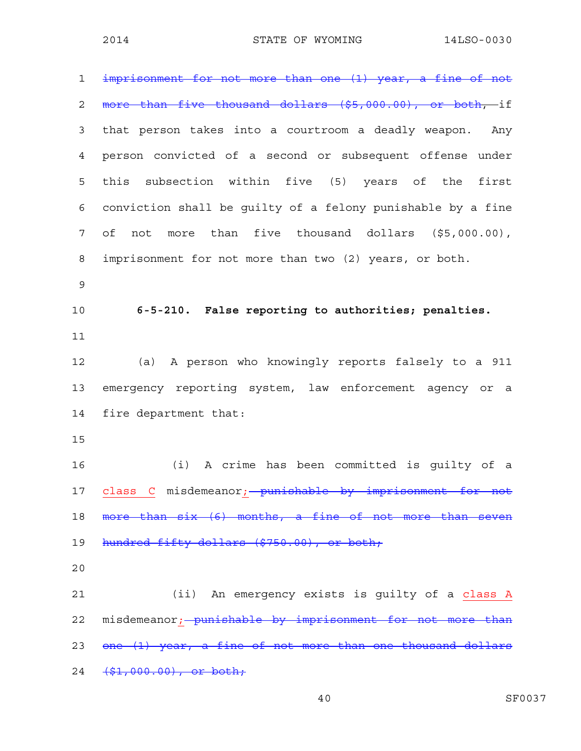~~imprisonment for not more than one (1) year, a fine of not more than five thousand dollars ($5,000.00), or both,~~ if that person takes into a courtroom a deadly weapon. Any person convicted of a second or subsequent offense under this subsection within five (5) years of the first conviction shall be guilty of a felony punishable by a fine of not more than five thousand dollars ($5,000.00), imprisonment for not more than two (2) years, or both.

**6-5-210. False reporting to authorities; penalties.**

(a) A person who knowingly reports falsely to a 911 emergency reporting system, law enforcement agency or a fire department that:

(i) A crime has been committed is guilty of a <u>class C</u> misdemeanor<u>;</u> ~~punishable by imprisonment for not more than six (6) months, a fine of not more than seven hundred fifty dollars ($750.00), or both;~~

(ii) An emergency exists is guilty of a <u>class A</u> misdemeanor<u>;</u> ~~punishable by imprisonment for not more than one (1) year, a fine of not more than one thousand dollars ($1,000.00), or both;~~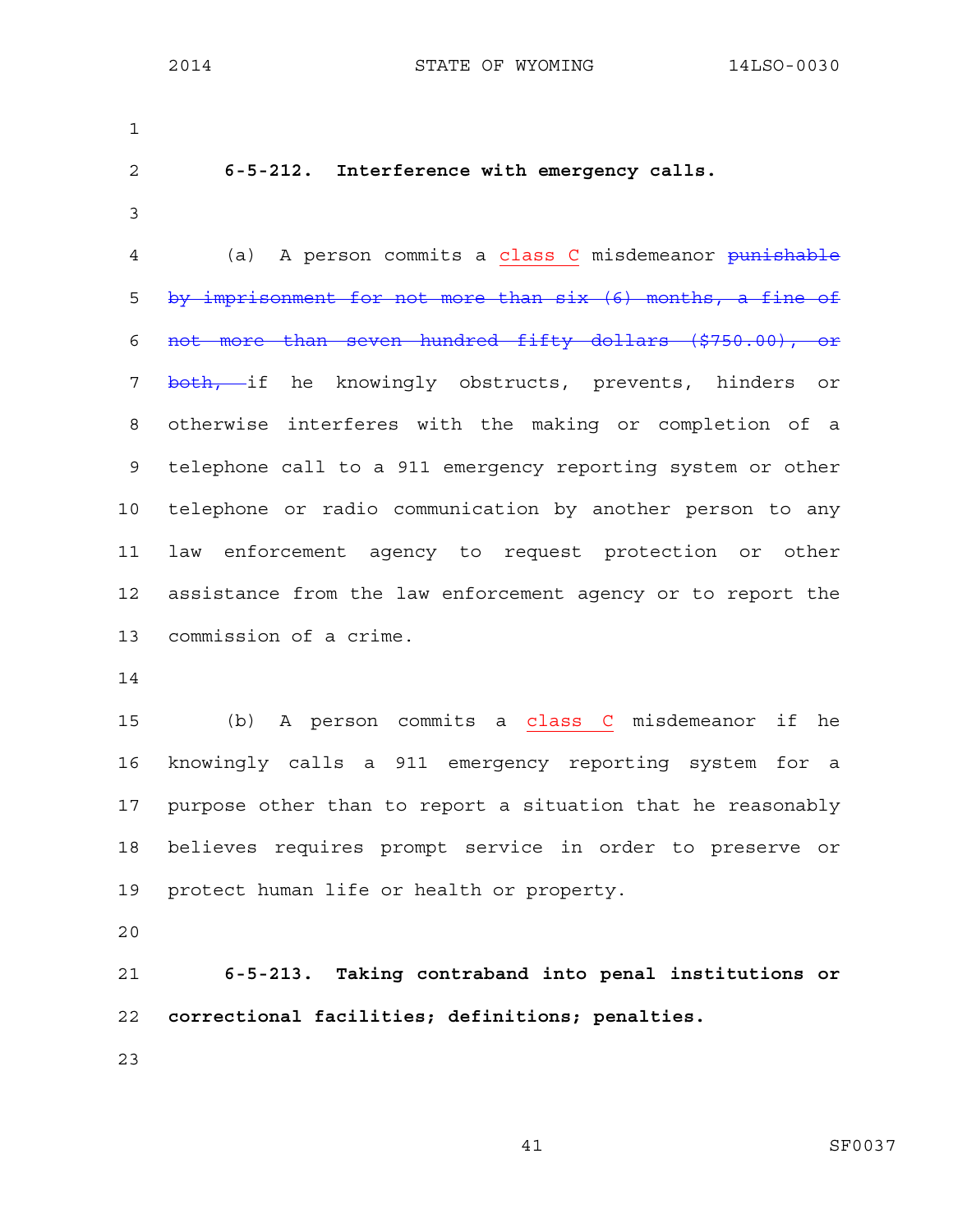**6-5-212. Interference with emergency calls.**

(a) A person commits a class C misdemeanor ~~punishable by imprisonment for not more than six (6) months, a fine of not more than seven hundred fifty dollars ($750.00), or both,~~ if he knowingly obstructs, prevents, hinders or otherwise interferes with the making or completion of a telephone call to a 911 emergency reporting system or other telephone or radio communication by another person to any law enforcement agency to request protection or other assistance from the law enforcement agency or to report the commission of a crime.

(b) A person commits a class C misdemeanor if he knowingly calls a 911 emergency reporting system for a purpose other than to report a situation that he reasonably believes requires prompt service in order to preserve or protect human life or health or property.

**6-5-213. Taking contraband into penal institutions or correctional facilities; definitions; penalties.**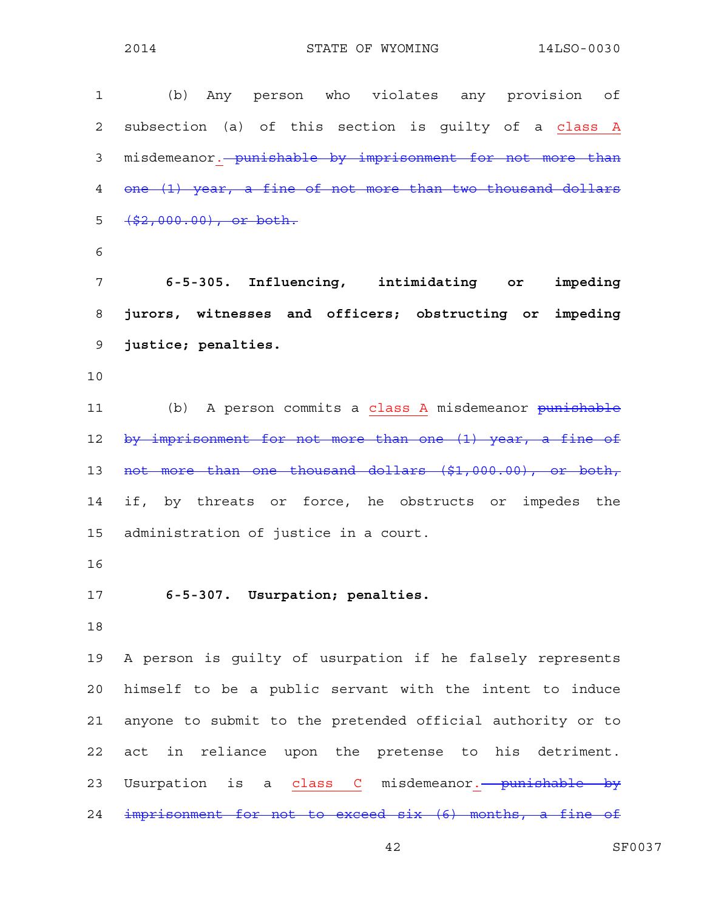(b) Any person who violates any provision of subsection (a) of this section is guilty of a class A misdemeanor. ~~punishable by imprisonment for not more than one (1) year, a fine of not more than two thousand dollars ($2,000.00), or both.~~

**6-5-305. Influencing, intimidating or impeding jurors, witnesses and officers; obstructing or impeding justice; penalties.**

(b) A person commits a class A misdemeanor ~~punishable by imprisonment for not more than one (1) year, a fine of not more than one thousand dollars ($1,000.00), or both,~~ if, by threats or force, he obstructs or impedes the administration of justice in a court.

**6-5-307. Usurpation; penalties.**

A person is guilty of usurpation if he falsely represents himself to be a public servant with the intent to induce anyone to submit to the pretended official authority or to act in reliance upon the pretense to his detriment. Usurpation is a class C misdemeanor. ~~punishable by imprisonment for not to exceed six (6) months, a fine of~~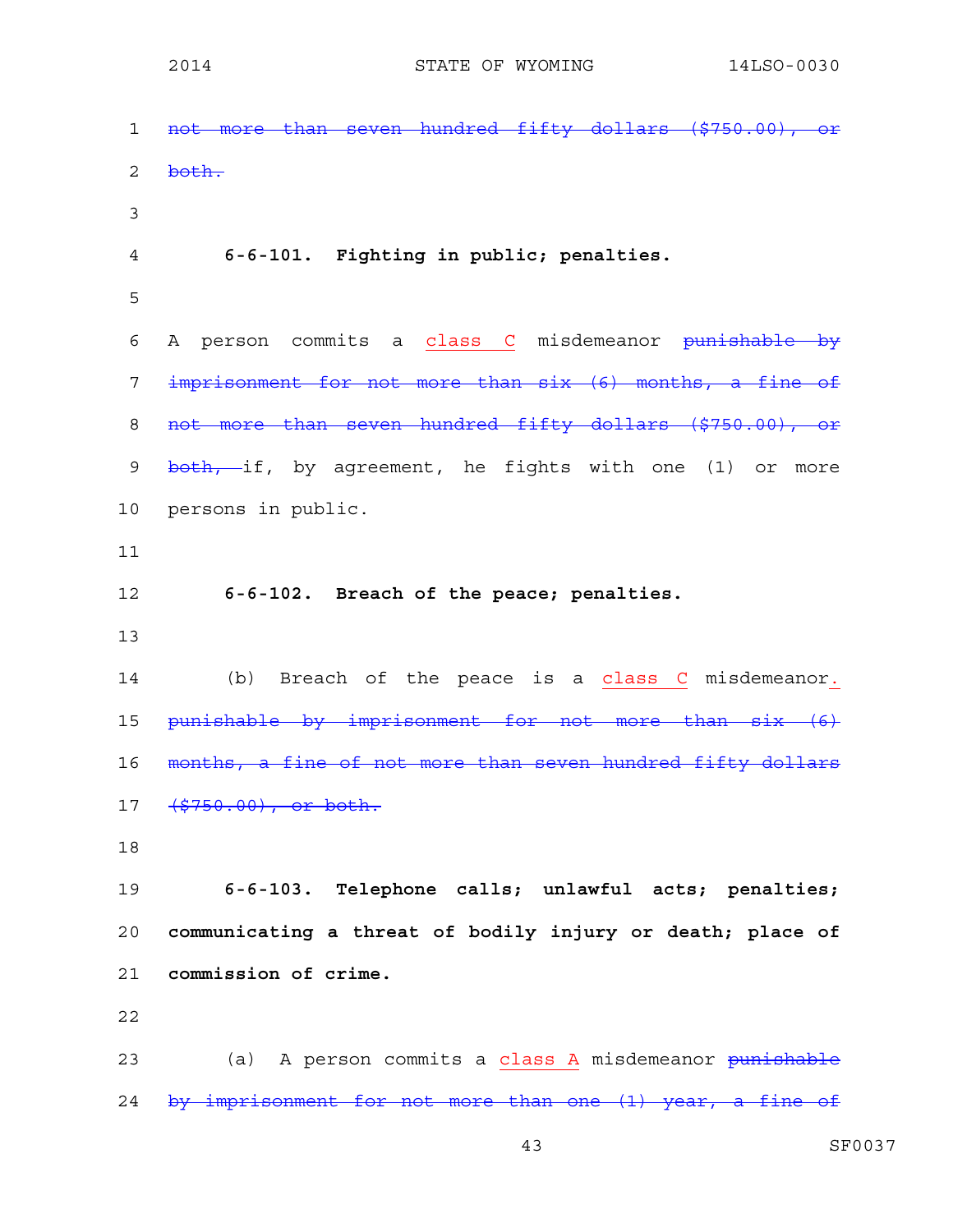~~not more than seven hundred fifty dollars ($750.00), or both.~~

**6-6-101. Fighting in public; penalties.**

A person commits a class C misdemeanor ~~punishable by imprisonment for not more than six (6) months, a fine of not more than seven hundred fifty dollars ($750.00), or both,~~ if, by agreement, he fights with one (1) or more persons in public.

**6-6-102. Breach of the peace; penalties.**

(b) Breach of the peace is a class C misdemeanor. ~~punishable by imprisonment for not more than six (6) months, a fine of not more than seven hundred fifty dollars ($750.00), or both.~~

**6-6-103. Telephone calls; unlawful acts; penalties; communicating a threat of bodily injury or death; place of commission of crime.**

(a) A person commits a class A misdemeanor ~~punishable by imprisonment for not more than one (1) year, a fine of~~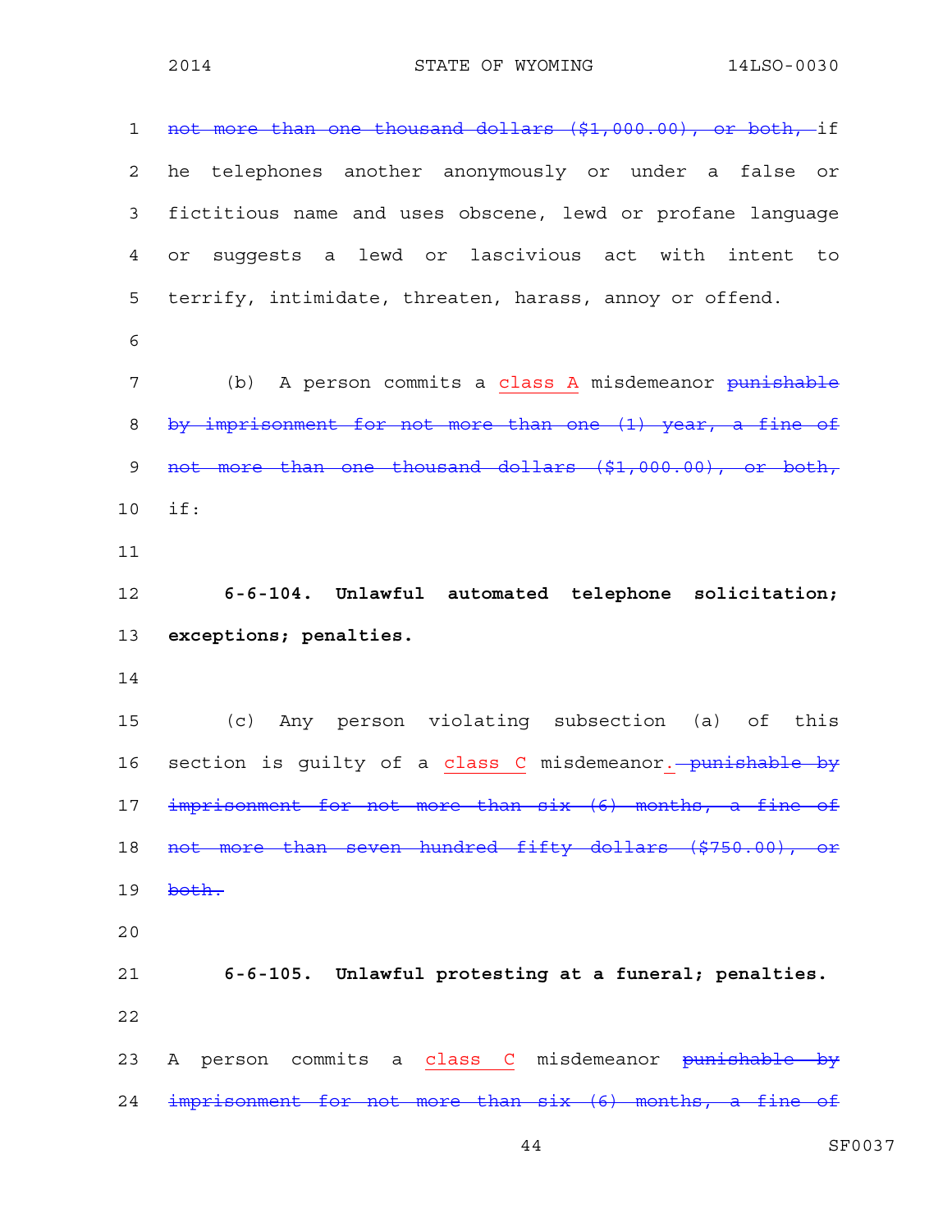~~not more than one thousand dollars ($1,000.00), or both,~~ if he telephones another anonymously or under a false or fictitious name and uses obscene, lewd or profane language or suggests a lewd or lascivious act with intent to terrify, intimidate, threaten, harass, annoy or offend.

(b) A person commits a class A misdemeanor ~~punishable by imprisonment for not more than one (1) year, a fine of not more than one thousand dollars ($1,000.00), or both,~~ if:

**6-6-104. Unlawful automated telephone solicitation; exceptions; penalties.**

(c) Any person violating subsection (a) of this section is guilty of a class C misdemeanor. ~~punishable by imprisonment for not more than six (6) months, a fine of not more than seven hundred fifty dollars ($750.00), or both.~~

**6-6-105. Unlawful protesting at a funeral; penalties.**

A person commits a class C misdemeanor ~~punishable by imprisonment for not more than six (6) months, a fine of~~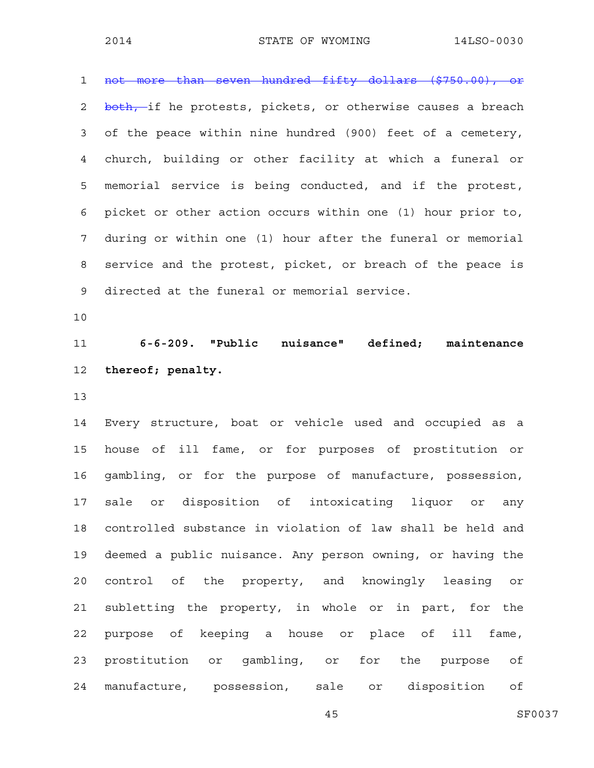~~not more than seven hundred fifty dollars ($750.00), or both,~~ if he protests, pickets, or otherwise causes a breach of the peace within nine hundred (900) feet of a cemetery, church, building or other facility at which a funeral or memorial service is being conducted, and if the protest, picket or other action occurs within one (1) hour prior to, during or within one (1) hour after the funeral or memorial service and the protest, picket, or breach of the peace is directed at the funeral or memorial service.

**6-6-209. "Public nuisance" defined; maintenance thereof; penalty.**

Every structure, boat or vehicle used and occupied as a house of ill fame, or for purposes of prostitution or gambling, or for the purpose of manufacture, possession, sale or disposition of intoxicating liquor or any controlled substance in violation of law shall be held and deemed a public nuisance. Any person owning, or having the control of the property, and knowingly leasing or subletting the property, in whole or in part, for the purpose of keeping a house or place of ill fame, prostitution or gambling, or for the purpose of manufacture, possession, sale or disposition of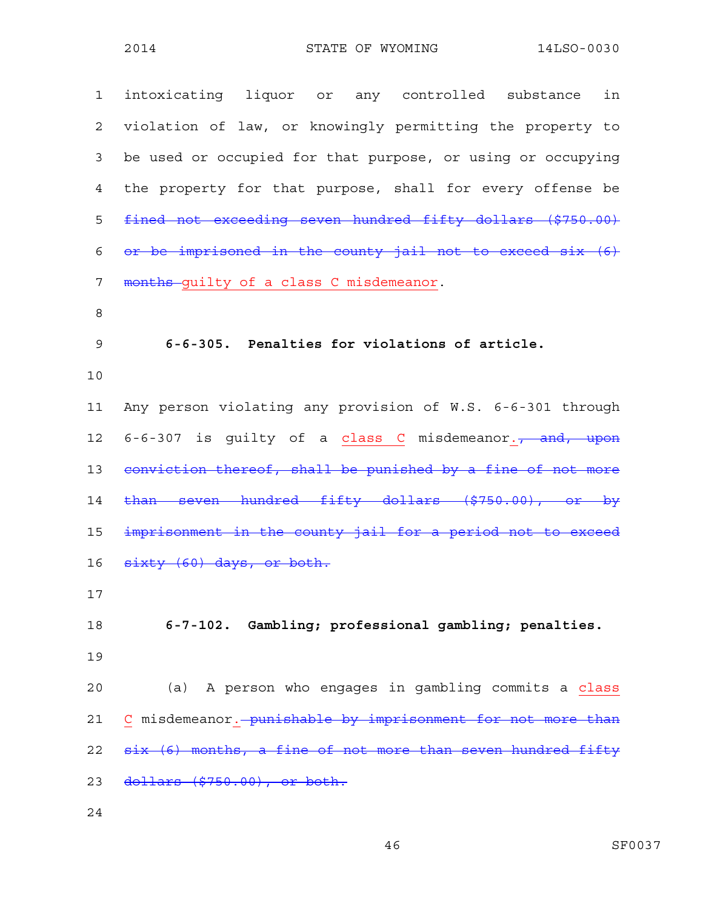intoxicating liquor or any controlled substance in violation of law, or knowingly permitting the property to be used or occupied for that purpose, or using or occupying the property for that purpose, shall for every offense be ~~fined not exceeding seven hundred fifty dollars ($750.00) or be imprisoned in the county jail not to exceed six (6) months~~ guilty of a class C misdemeanor.

**6-6-305. Penalties for violations of article.**

Any person violating any provision of W.S. 6-6-301 through 6-6-307 is guilty of a class C misdemeanor. ~~, and, upon conviction thereof, shall be punished by a fine of not more than seven hundred fifty dollars ($750.00), or by imprisonment in the county jail for a period not to exceed sixty (60) days, or both.~~

**6-7-102. Gambling; professional gambling; penalties.**

(a) A person who engages in gambling commits a class C misdemeanor. ~~punishable by imprisonment for not more than six (6) months, a fine of not more than seven hundred fifty dollars ($750.00), or both.~~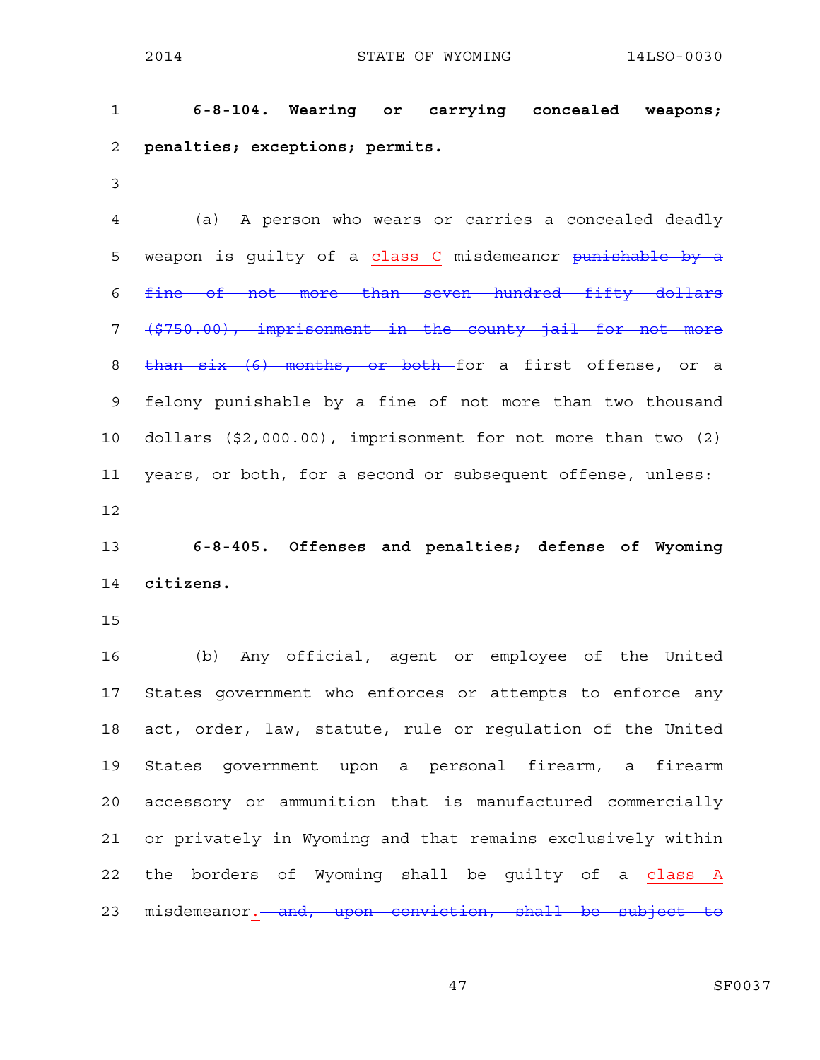**6-8-104. Wearing or carrying concealed weapons; penalties; exceptions; permits.**

(a) A person who wears or carries a concealed deadly weapon is guilty of a class C misdemeanor ~~punishable by a fine of not more than seven hundred fifty dollars ($750.00), imprisonment in the county jail for not more than six (6) months, or both~~ for a first offense, or a felony punishable by a fine of not more than two thousand dollars ($2,000.00), imprisonment for not more than two (2) years, or both, for a second or subsequent offense, unless:

**6-8-405. Offenses and penalties; defense of Wyoming citizens.**

(b) Any official, agent or employee of the United States government who enforces or attempts to enforce any act, order, law, statute, rule or regulation of the United States government upon a personal firearm, a firearm accessory or ammunition that is manufactured commercially or privately in Wyoming and that remains exclusively within the borders of Wyoming shall be guilty of a class A misdemeanor. ~~and, upon conviction, shall be subject to~~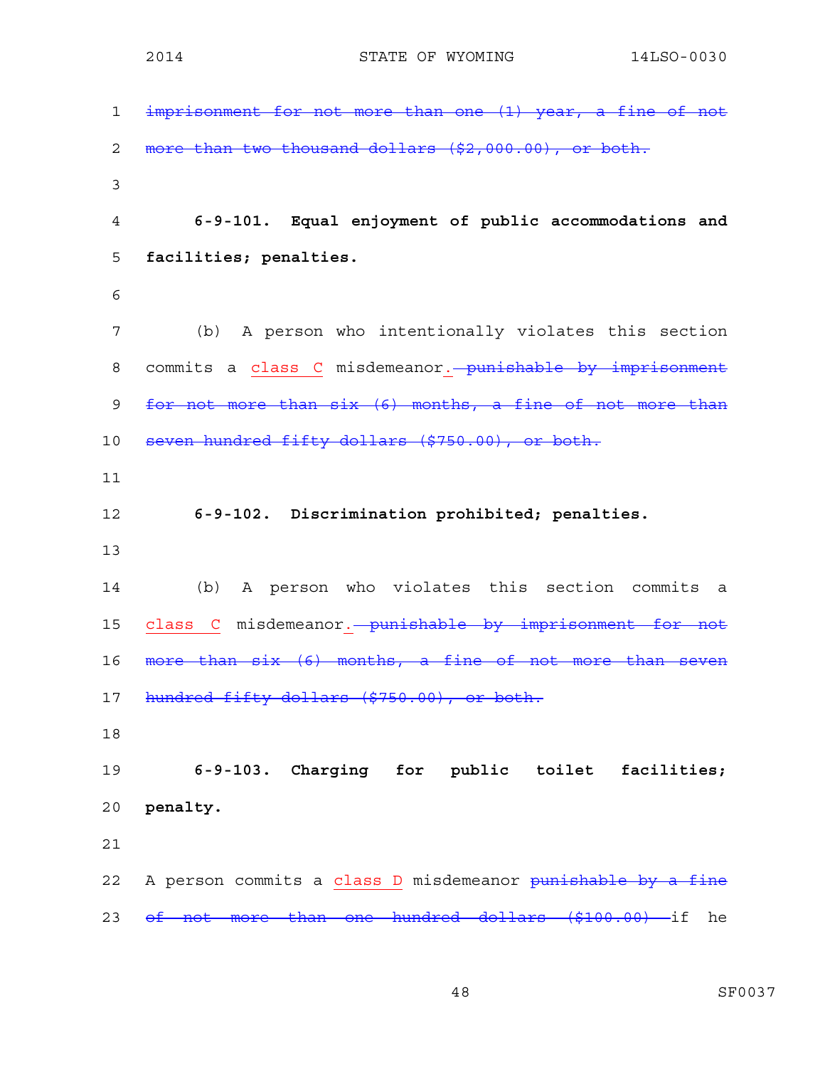~~imprisonment for not more than one (1) year, a fine of not more than two thousand dollars ($2,000.00), or both.~~

**6-9-101. Equal enjoyment of public accommodations and facilities; penalties.**

(b) A person who intentionally violates this section commits a <u>class C</u> misdemeanor<u>.</u> ~~punishable by imprisonment for not more than six (6) months, a fine of not more than seven hundred fifty dollars ($750.00), or both.~~

**6-9-102. Discrimination prohibited; penalties.**

(b) A person who violates this section commits a <u>class C</u> misdemeanor<u>.</u> ~~punishable by imprisonment for not more than six (6) months, a fine of not more than seven hundred fifty dollars ($750.00), or both.~~

**6-9-103. Charging for public toilet facilities; penalty.**

A person commits a <u>class D</u> misdemeanor ~~punishable by a fine of not more than one hundred dollars ($100.00)~~ if he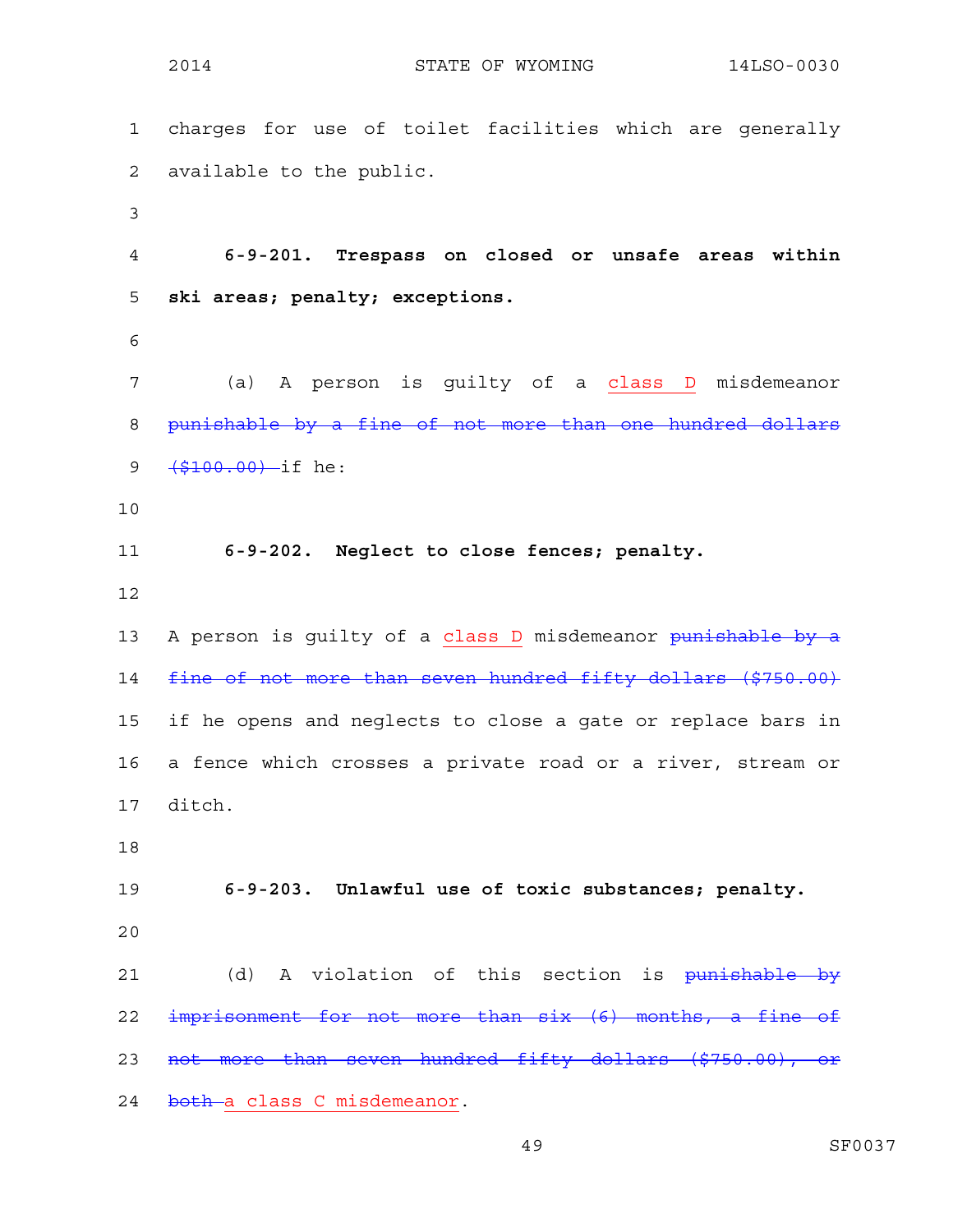charges for use of toilet facilities which are generally available to the public.

**6-9-201. Trespass on closed or unsafe areas within ski areas; penalty; exceptions.**

(a) A person is guilty of a <u>class D</u> misdemeanor ~~punishable by a fine of not more than one hundred dollars ($100.00)~~ if he:

**6-9-202. Neglect to close fences; penalty.**

A person is guilty of a <u>class D</u> misdemeanor ~~punishable by a fine of not more than seven hundred fifty dollars ($750.00)~~ if he opens and neglects to close a gate or replace bars in a fence which crosses a private road or a river, stream or ditch.

**6-9-203. Unlawful use of toxic substances; penalty.**

(d) A violation of this section is ~~punishable by imprisonment for not more than six (6) months, a fine of not more than seven hundred fifty dollars ($750.00), or both~~ <u>a class C misdemeanor</u>.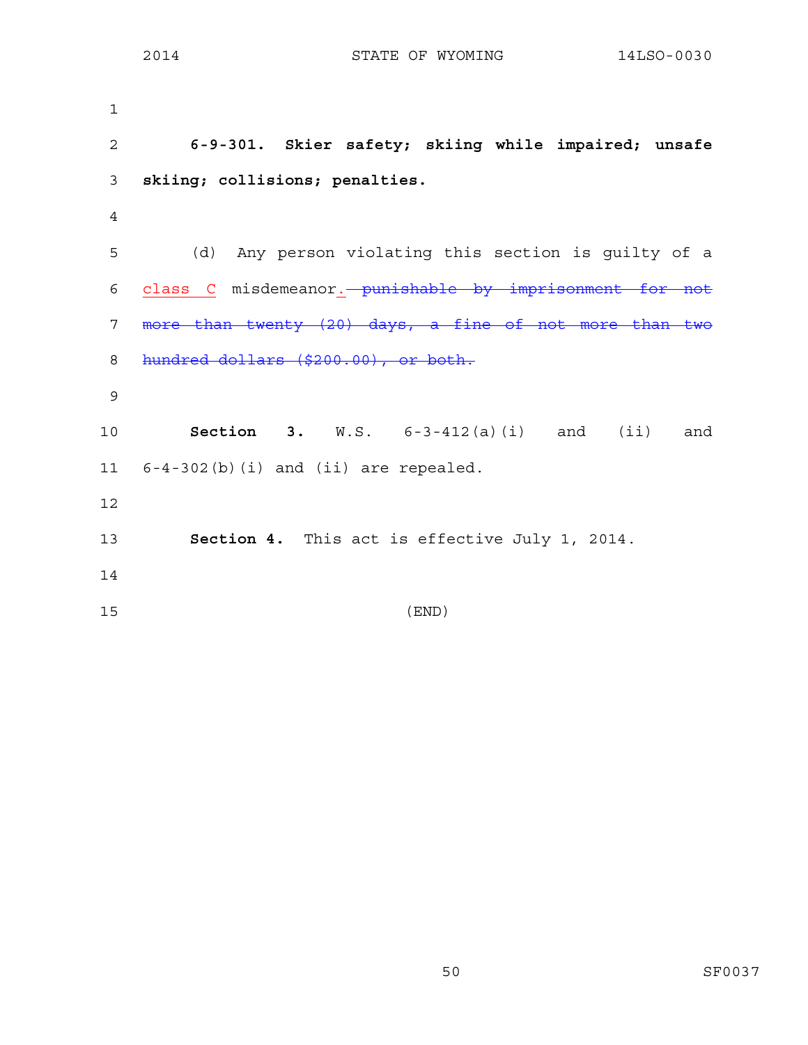**6-9-301. Skier safety; skiing while impaired; unsafe skiing; collisions; penalties.**

(d) Any person violating this section is guilty of a class C misdemeanor.~~ punishable by imprisonment for not more than twenty (20) days, a fine of not more than two hundred dollars ($200.00), or both.~~

**Section 3.** W.S. 6-3-412(a)(i) and (ii) and 6-4-302(b)(i) and (ii) are repealed.

**Section 4.** This act is effective July 1, 2014.

(END)